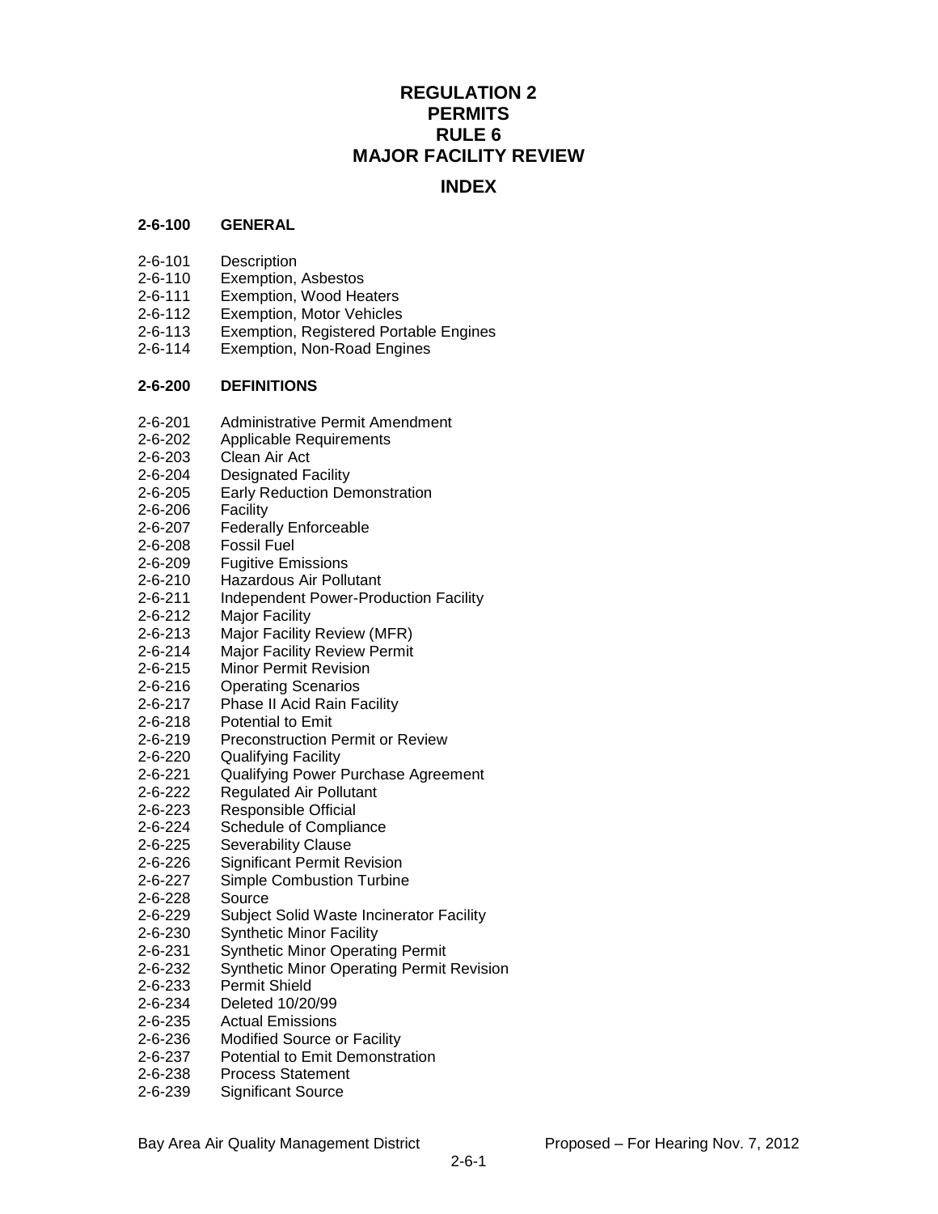# REGULATION 2
# PERMITS
# RULE 6
# MAJOR FACILITY REVIEW

## INDEX

**2-6-100 GENERAL**

2-6-101 Description
2-6-110 Exemption, Asbestos
2-6-111 Exemption, Wood Heaters
2-6-112 Exemption, Motor Vehicles
2-6-113 Exemption, Registered Portable Engines
2-6-114 Exemption, Non-Road Engines

**2-6-200 DEFINITIONS**

2-6-201 Administrative Permit Amendment
2-6-202 Applicable Requirements
2-6-203 Clean Air Act
2-6-204 Designated Facility
2-6-205 Early Reduction Demonstration
2-6-206 Facility
2-6-207 Federally Enforceable
2-6-208 Fossil Fuel
2-6-209 Fugitive Emissions
2-6-210 Hazardous Air Pollutant
2-6-211 Independent Power-Production Facility
2-6-212 Major Facility
2-6-213 Major Facility Review (MFR)
2-6-214 Major Facility Review Permit
2-6-215 Minor Permit Revision
2-6-216 Operating Scenarios
2-6-217 Phase II Acid Rain Facility
2-6-218 Potential to Emit
2-6-219 Preconstruction Permit or Review
2-6-220 Qualifying Facility
2-6-221 Qualifying Power Purchase Agreement
2-6-222 Regulated Air Pollutant
2-6-223 Responsible Official
2-6-224 Schedule of Compliance
2-6-225 Severability Clause
2-6-226 Significant Permit Revision
2-6-227 Simple Combustion Turbine
2-6-228 Source
2-6-229 Subject Solid Waste Incinerator Facility
2-6-230 Synthetic Minor Facility
2-6-231 Synthetic Minor Operating Permit
2-6-232 Synthetic Minor Operating Permit Revision
2-6-233 Permit Shield
2-6-234 Deleted 10/20/99
2-6-235 Actual Emissions
2-6-236 Modified Source or Facility
2-6-237 Potential to Emit Demonstration
2-6-238 Process Statement
2-6-239 Significant Source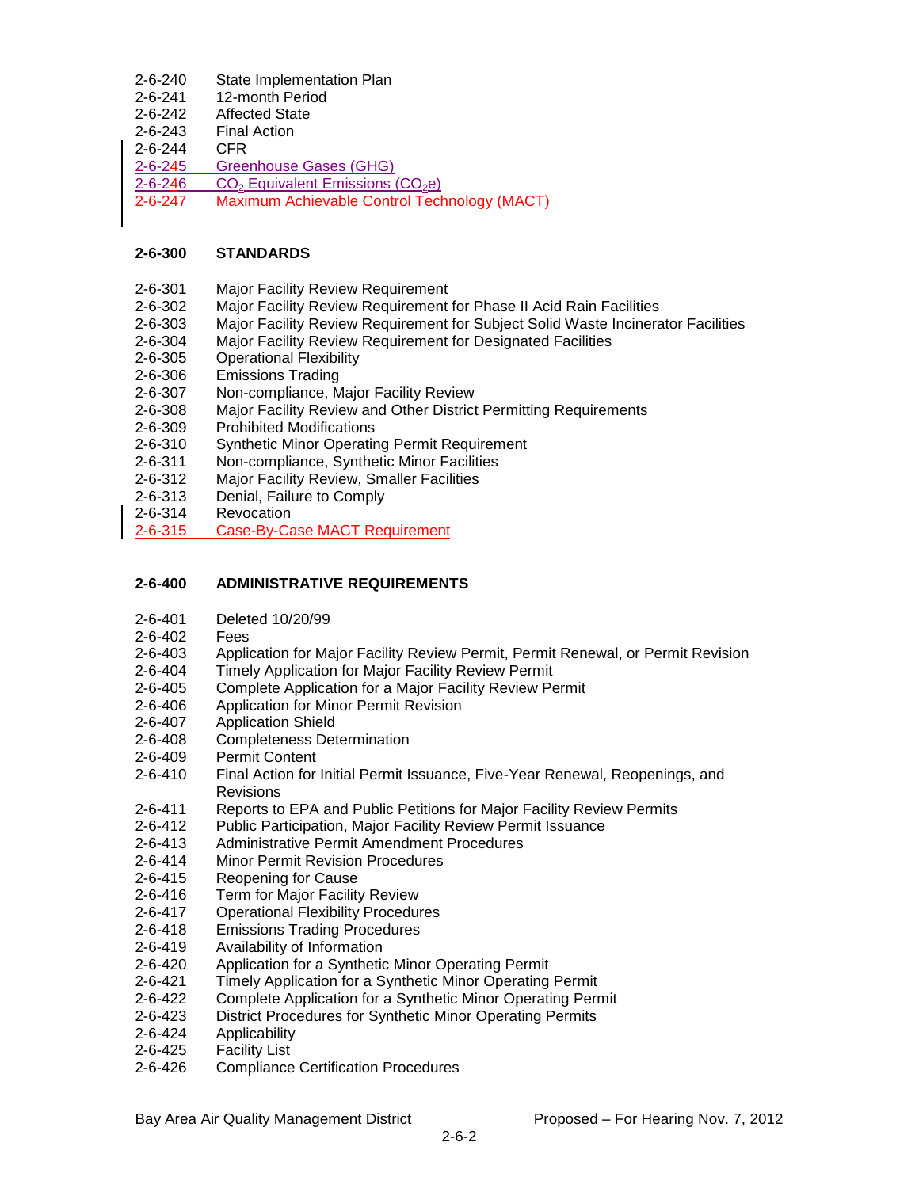2-6-240 State Implementation Plan
2-6-241 12-month Period
2-6-242 Affected State
2-6-243 Final Action
2-6-244 CFR
2-6-245 Greenhouse Gases (GHG)
2-6-246 $CO_2$ Equivalent Emissions ($CO_2e$)
2-6-247 Maximum Achievable Control Technology (MACT)

**2-6-300 STANDARDS**

2-6-301 Major Facility Review Requirement
2-6-302 Major Facility Review Requirement for Phase II Acid Rain Facilities
2-6-303 Major Facility Review Requirement for Subject Solid Waste Incinerator Facilities
2-6-304 Major Facility Review Requirement for Designated Facilities
2-6-305 Operational Flexibility
2-6-306 Emissions Trading
2-6-307 Non-compliance, Major Facility Review
2-6-308 Major Facility Review and Other District Permitting Requirements
2-6-309 Prohibited Modifications
2-6-310 Synthetic Minor Operating Permit Requirement
2-6-311 Non-compliance, Synthetic Minor Facilities
2-6-312 Major Facility Review, Smaller Facilities
2-6-313 Denial, Failure to Comply
2-6-314 Revocation
2-6-315 Case-By-Case MACT Requirement

**2-6-400 ADMINISTRATIVE REQUIREMENTS**

2-6-401 Deleted 10/20/99
2-6-402 Fees
2-6-403 Application for Major Facility Review Permit, Permit Renewal, or Permit Revision
2-6-404 Timely Application for Major Facility Review Permit
2-6-405 Complete Application for a Major Facility Review Permit
2-6-406 Application for Minor Permit Revision
2-6-407 Application Shield
2-6-408 Completeness Determination
2-6-409 Permit Content
2-6-410 Final Action for Initial Permit Issuance, Five-Year Renewal, Reopenings, and Revisions
2-6-411 Reports to EPA and Public Petitions for Major Facility Review Permits
2-6-412 Public Participation, Major Facility Review Permit Issuance
2-6-413 Administrative Permit Amendment Procedures
2-6-414 Minor Permit Revision Procedures
2-6-415 Reopening for Cause
2-6-416 Term for Major Facility Review
2-6-417 Operational Flexibility Procedures
2-6-418 Emissions Trading Procedures
2-6-419 Availability of Information
2-6-420 Application for a Synthetic Minor Operating Permit
2-6-421 Timely Application for a Synthetic Minor Operating Permit
2-6-422 Complete Application for a Synthetic Minor Operating Permit
2-6-423 District Procedures for Synthetic Minor Operating Permits
2-6-424 Applicability
2-6-425 Facility List
2-6-426 Compliance Certification Procedures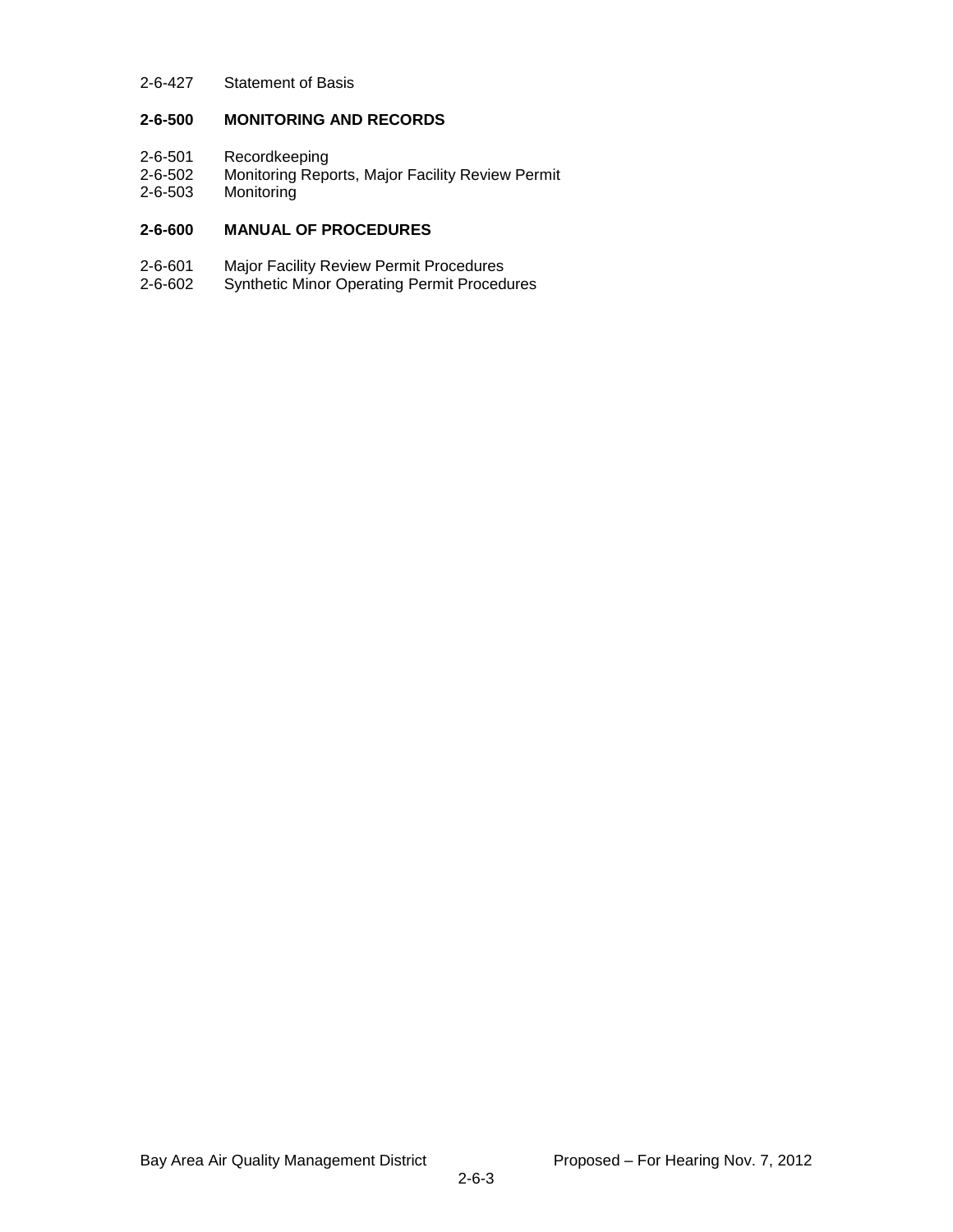2-6-427 Statement of Basis

**2-6-500 MONITORING AND RECORDS**

2-6-501 Recordkeeping
2-6-502 Monitoring Reports, Major Facility Review Permit
2-6-503 Monitoring

**2-6-600 MANUAL OF PROCEDURES**

2-6-601 Major Facility Review Permit Procedures
2-6-602 Synthetic Minor Operating Permit Procedures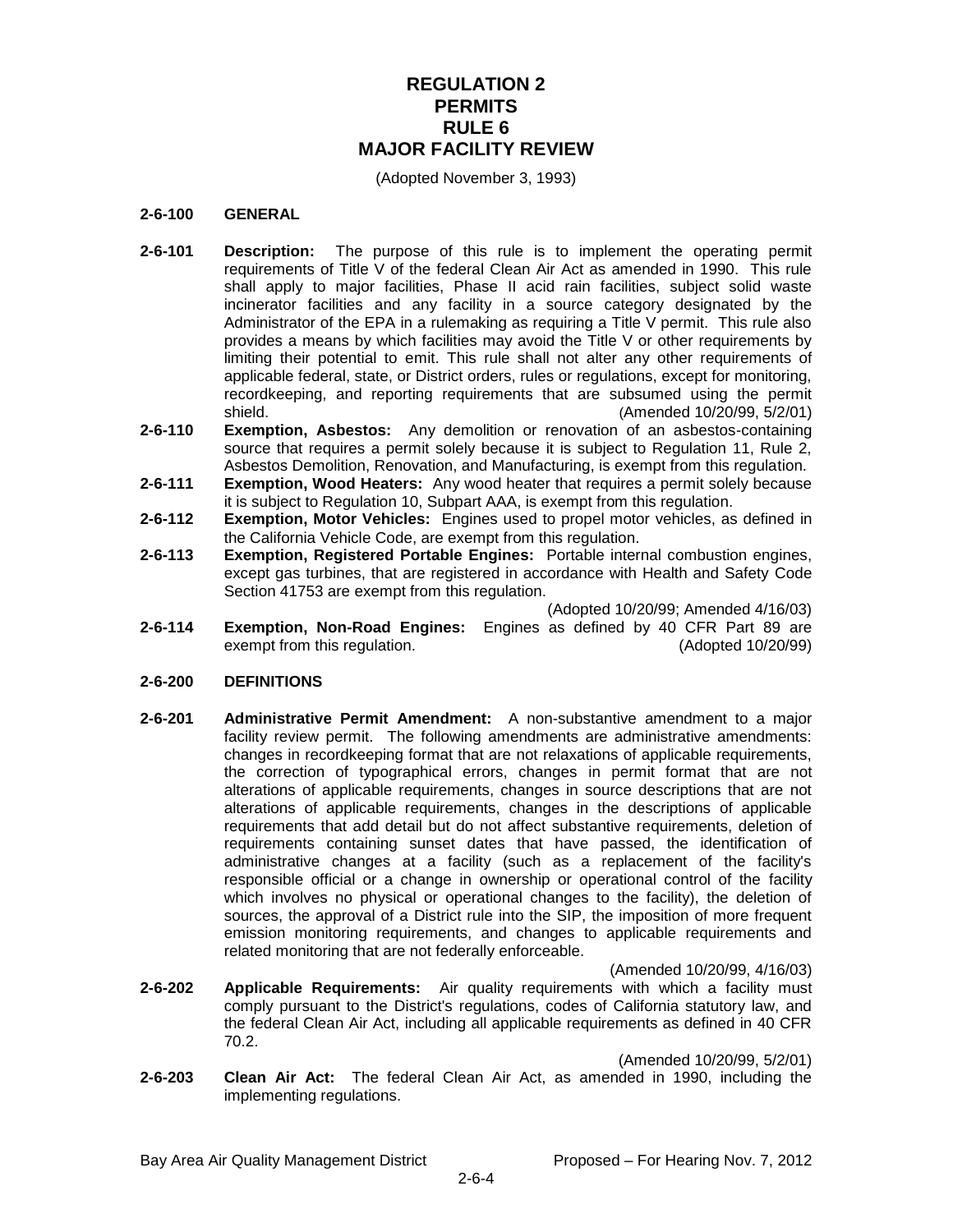# REGULATION 2
# PERMITS
# RULE 6
# MAJOR FACILITY REVIEW

(Adopted November 3, 1993)

**2-6-100 GENERAL**

**2-6-101 Description:** The purpose of this rule is to implement the operating permit requirements of Title V of the federal Clean Air Act as amended in 1990. This rule shall apply to major facilities, Phase II acid rain facilities, subject solid waste incinerator facilities and any facility in a source category designated by the Administrator of the EPA in a rulemaking as requiring a Title V permit. This rule also provides a means by which facilities may avoid the Title V or other requirements by limiting their potential to emit. This rule shall not alter any other requirements of applicable federal, state, or District orders, rules or regulations, except for monitoring, recordkeeping, and reporting requirements that are subsumed using the permit shield. (Amended 10/20/99, 5/2/01)

**2-6-110 Exemption, Asbestos:** Any demolition or renovation of an asbestos-containing source that requires a permit solely because it is subject to Regulation 11, Rule 2, Asbestos Demolition, Renovation, and Manufacturing, is exempt from this regulation.

**2-6-111 Exemption, Wood Heaters:** Any wood heater that requires a permit solely because it is subject to Regulation 10, Subpart AAA, is exempt from this regulation.

**2-6-112 Exemption, Motor Vehicles:** Engines used to propel motor vehicles, as defined in the California Vehicle Code, are exempt from this regulation.

**2-6-113 Exemption, Registered Portable Engines:** Portable internal combustion engines, except gas turbines, that are registered in accordance with Health and Safety Code Section 41753 are exempt from this regulation.

(Adopted 10/20/99; Amended 4/16/03)

**2-6-114 Exemption, Non-Road Engines:** Engines as defined by 40 CFR Part 89 are exempt from this regulation. (Adopted 10/20/99)

**2-6-200 DEFINITIONS**

**2-6-201 Administrative Permit Amendment:** A non-substantive amendment to a major facility review permit. The following amendments are administrative amendments: changes in recordkeeping format that are not relaxations of applicable requirements, the correction of typographical errors, changes in permit format that are not alterations of applicable requirements, changes in source descriptions that are not alterations of applicable requirements, changes in the descriptions of applicable requirements that add detail but do not affect substantive requirements, deletion of requirements containing sunset dates that have passed, the identification of administrative changes at a facility (such as a replacement of the facility's responsible official or a change in ownership or operational control of the facility which involves no physical or operational changes to the facility), the deletion of sources, the approval of a District rule into the SIP, the imposition of more frequent emission monitoring requirements, and changes to applicable requirements and related monitoring that are not federally enforceable.

(Amended 10/20/99, 4/16/03)

**2-6-202 Applicable Requirements:** Air quality requirements with which a facility must comply pursuant to the District's regulations, codes of California statutory law, and the federal Clean Air Act, including all applicable requirements as defined in 40 CFR 70.2.

(Amended 10/20/99, 5/2/01)

**2-6-203 Clean Air Act:** The federal Clean Air Act, as amended in 1990, including the implementing regulations.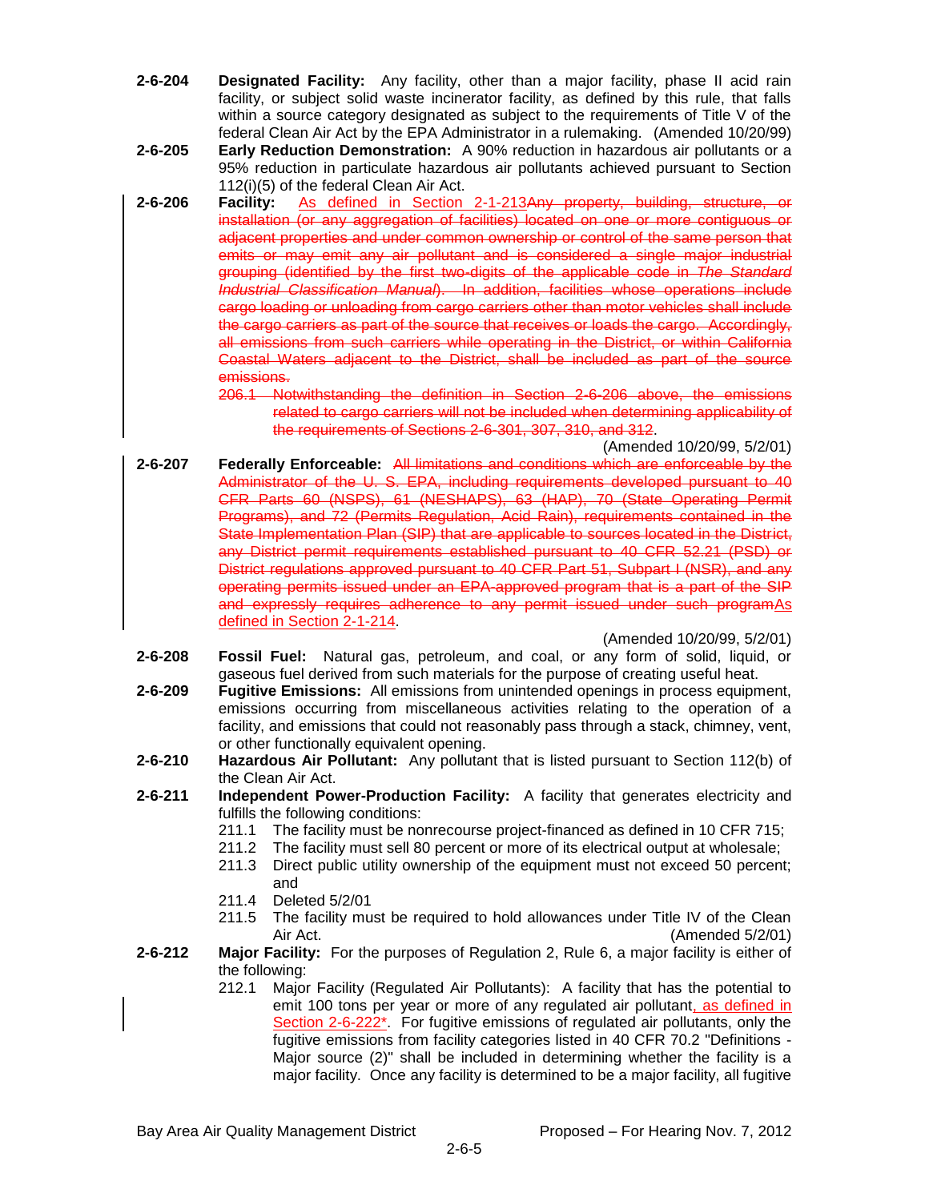**2-6-204** **Designated Facility:** Any facility, other than a major facility, phase II acid rain facility, or subject solid waste incinerator facility, as defined by this rule, that falls within a source category designated as subject to the requirements of Title V of the federal Clean Air Act by the EPA Administrator in a rulemaking. (Amended 10/20/99)

**2-6-205** **Early Reduction Demonstration:** A 90% reduction in hazardous air pollutants or a 95% reduction in particulate hazardous air pollutants achieved pursuant to Section 112(i)(5) of the federal Clean Air Act.

**2-6-206** **Facility:** As defined in Section 2-1-213~~Any property, building, structure, or installation (or any aggregation of facilities) located on one or more contiguous or adjacent properties and under common ownership or control of the same person that emits or may emit any air pollutant and is considered a single major industrial grouping (identified by the first two-digits of the applicable code in *The Standard Industrial Classification Manual*). In addition, facilities whose operations include cargo loading or unloading from cargo carriers other than motor vehicles shall include the cargo carriers as part of the source that receives or loads the cargo. Accordingly, all emissions from such carriers while operating in the District, or within California Coastal Waters adjacent to the District, shall be included as part of the source emissions.~~

~~206.1 Notwithstanding the definition in Section 2-6-206 above, the emissions related to cargo carriers will not be included when determining applicability of the requirements of Sections 2-6-301, 307, 310, and 312~~.

(Amended 10/20/99, 5/2/01)

**2-6-207** **Federally Enforceable:** ~~All limitations and conditions which are enforceable by the Administrator of the U. S. EPA, including requirements developed pursuant to 40 CFR Parts 60 (NSPS), 61 (NESHAPS), 63 (HAP), 70 (State Operating Permit Programs), and 72 (Permits Regulation, Acid Rain), requirements contained in the State Implementation Plan (SIP) that are applicable to sources located in the District, any District permit requirements established pursuant to 40 CFR 52.21 (PSD) or District regulations approved pursuant to 40 CFR Part 51, Subpart I (NSR), and any operating permits issued under an EPA-approved program that is a part of the SIP and expressly requires adherence to any permit issued under such program~~As defined in Section 2-1-214.

(Amended 10/20/99, 5/2/01)

**2-6-208** **Fossil Fuel:** Natural gas, petroleum, and coal, or any form of solid, liquid, or gaseous fuel derived from such materials for the purpose of creating useful heat.

**2-6-209** **Fugitive Emissions:** All emissions from unintended openings in process equipment, emissions occurring from miscellaneous activities relating to the operation of a facility, and emissions that could not reasonably pass through a stack, chimney, vent, or other functionally equivalent opening.

**2-6-210** **Hazardous Air Pollutant:** Any pollutant that is listed pursuant to Section 112(b) of the Clean Air Act.

**2-6-211** **Independent Power-Production Facility:** A facility that generates electricity and fulfills the following conditions:

211.1 The facility must be nonrecourse project-financed as defined in 10 CFR 715;

211.2 The facility must sell 80 percent or more of its electrical output at wholesale;

211.3 Direct public utility ownership of the equipment must not exceed 50 percent; and

211.4 Deleted 5/2/01

211.5 The facility must be required to hold allowances under Title IV of the Clean Air Act. (Amended 5/2/01)

**2-6-212** **Major Facility:** For the purposes of Regulation 2, Rule 6, a major facility is either of the following:

212.1 Major Facility (Regulated Air Pollutants): A facility that has the potential to emit 100 tons per year or more of any regulated air pollutant, as defined in Section 2-6-222*. For fugitive emissions of regulated air pollutants, only the fugitive emissions from facility categories listed in 40 CFR 70.2 "Definitions - Major source (2)" shall be included in determining whether the facility is a major facility. Once any facility is determined to be a major facility, all fugitive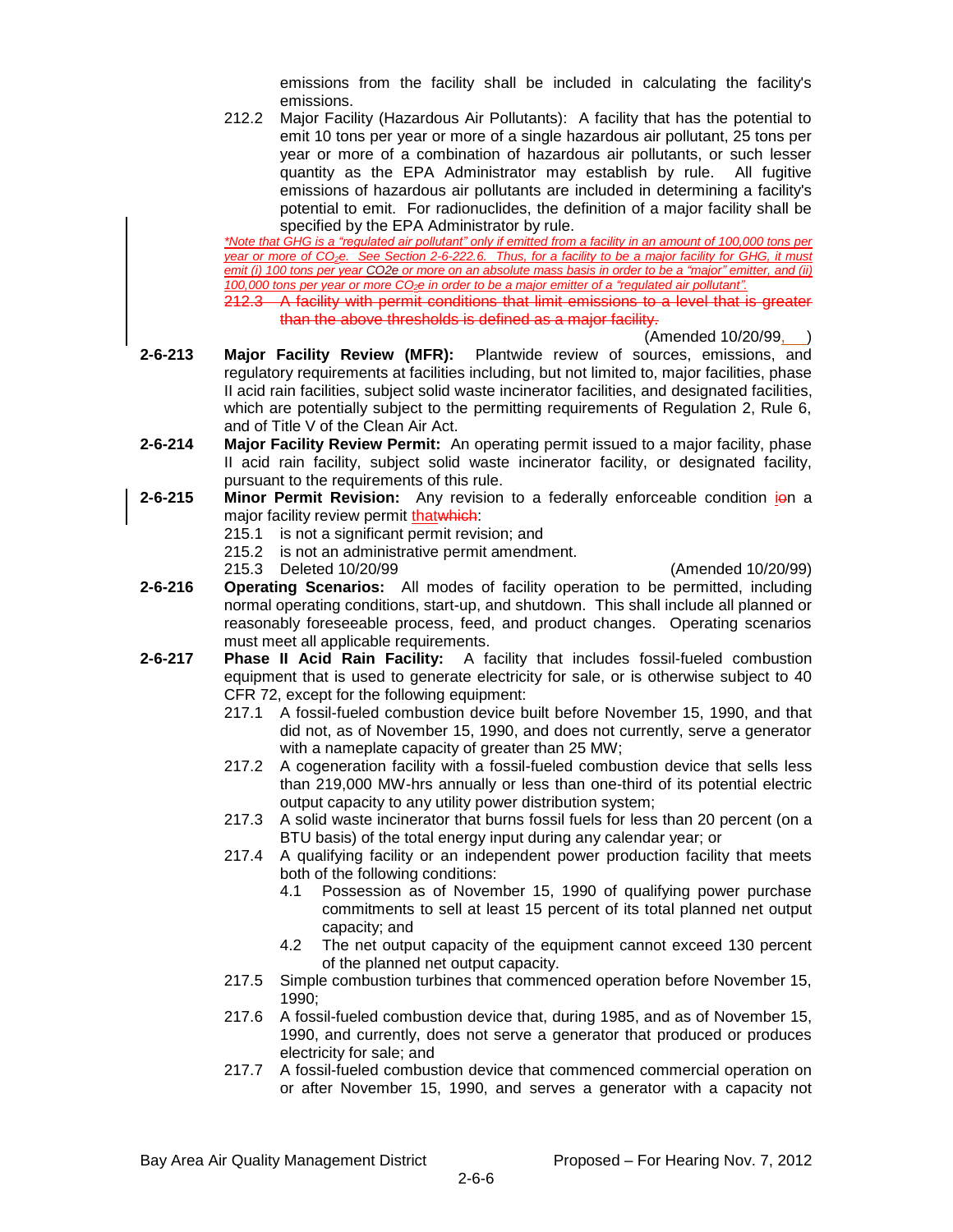emissions from the facility shall be included in calculating the facility's emissions.

212.2 Major Facility (Hazardous Air Pollutants): A facility that has the potential to emit 10 tons per year or more of a single hazardous air pollutant, 25 tons per year or more of a combination of hazardous air pollutants, or such lesser quantity as the EPA Administrator may establish by rule. All fugitive emissions of hazardous air pollutants are included in determining a facility's potential to emit. For radionuclides, the definition of a major facility shall be specified by the EPA Administrator by rule.

*Note that GHG is a "regulated air pollutant" only if emitted from a facility in an amount of 100,000 tons per year or more of $CO_2e$. See Section 2-6-222.6. Thus, for a facility to be a major facility for GHG, it must emit (i) 100 tons per year CO2e or more on an absolute mass basis in order to be a "major" emitter, and (ii) 100,000 tons per year or more $CO_2e$ in order to be a major emitter of a "regulated air pollutant".*

~~212.3 A facility with permit conditions that limit emissions to a level that is greater than the above thresholds is defined as a major facility.~~

(Amended 10/20/99, \_\_\_)

**2-6-213 Major Facility Review (MFR):** Plantwide review of sources, emissions, and regulatory requirements at facilities including, but not limited to, major facilities, phase II acid rain facilities, subject solid waste incinerator facilities, and designated facilities, which are potentially subject to the permitting requirements of Regulation 2, Rule 6, and of Title V of the Clean Air Act.

**2-6-214 Major Facility Review Permit:** An operating permit issued to a major facility, phase II acid rain facility, subject solid waste incinerator facility, or designated facility, pursuant to the requirements of this rule.

**2-6-215 Minor Permit Revision:** Any revision to a federally enforceable condition i~~o~~n a major facility review permit that~~which~~:

215.1 is not a significant permit revision; and

215.2 is not an administrative permit amendment.

215.3 Deleted 10/20/99 (Amended 10/20/99)

**2-6-216 Operating Scenarios:** All modes of facility operation to be permitted, including normal operating conditions, start-up, and shutdown. This shall include all planned or reasonably foreseeable process, feed, and product changes. Operating scenarios must meet all applicable requirements.

**2-6-217 Phase II Acid Rain Facility:** A facility that includes fossil-fueled combustion equipment that is used to generate electricity for sale, or is otherwise subject to 40 CFR 72, except for the following equipment:

217.1 A fossil-fueled combustion device built before November 15, 1990, and that did not, as of November 15, 1990, and does not currently, serve a generator with a nameplate capacity of greater than 25 MW;

217.2 A cogeneration facility with a fossil-fueled combustion device that sells less than 219,000 MW-hrs annually or less than one-third of its potential electric output capacity to any utility power distribution system;

217.3 A solid waste incinerator that burns fossil fuels for less than 20 percent (on a BTU basis) of the total energy input during any calendar year; or

217.4 A qualifying facility or an independent power production facility that meets both of the following conditions:

4.1 Possession as of November 15, 1990 of qualifying power purchase commitments to sell at least 15 percent of its total planned net output capacity; and

4.2 The net output capacity of the equipment cannot exceed 130 percent of the planned net output capacity.

217.5 Simple combustion turbines that commenced operation before November 15, 1990;

217.6 A fossil-fueled combustion device that, during 1985, and as of November 15, 1990, and currently, does not serve a generator that produced or produces electricity for sale; and

217.7 A fossil-fueled combustion device that commenced commercial operation on or after November 15, 1990, and serves a generator with a capacity not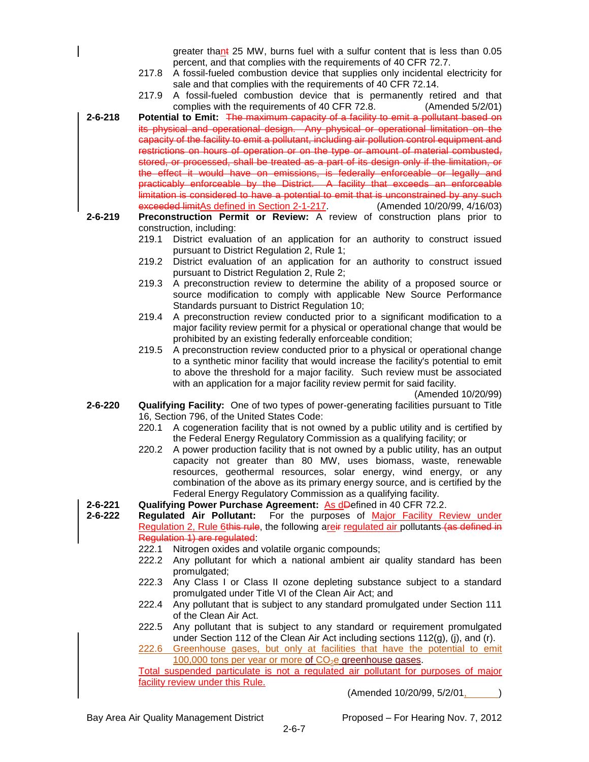greater thant 25 MW, burns fuel with a sulfur content that is less than 0.05 percent, and that complies with the requirements of 40 CFR 72.7.

217.8 A fossil-fueled combustion device that supplies only incidental electricity for sale and that complies with the requirements of 40 CFR 72.14.

217.9 A fossil-fueled combustion device that is permanently retired and that complies with the requirements of 40 CFR 72.8. (Amended 5/2/01)

**2-6-218 Potential to Emit:** ~~The maximum capacity of a facility to emit a pollutant based on its physical and operational design. Any physical or operational limitation on the capacity of the facility to emit a pollutant, including air pollution control equipment and restrictions on hours of operation or on the type or amount of material combusted, stored, or processed, shall be treated as a part of its design only if the limitation, or the effect it would have on emissions, is federally enforceable or legally and practicably enforceable by the District. A facility that exceeds an enforceable limitation is considered to have a potential to emit that is unconstrained by any such exceeded limit~~As defined in Section 2-1-217. (Amended 10/20/99, 4/16/03)

**2-6-219 Preconstruction Permit or Review:** A review of construction plans prior to construction, including:

219.1 District evaluation of an application for an authority to construct issued pursuant to District Regulation 2, Rule 1;

219.2 District evaluation of an application for an authority to construct issued pursuant to District Regulation 2, Rule 2;

219.3 A preconstruction review to determine the ability of a proposed source or source modification to comply with applicable New Source Performance Standards pursuant to District Regulation 10;

219.4 A preconstruction review conducted prior to a significant modification to a major facility review permit for a physical or operational change that would be prohibited by an existing federally enforceable condition;

219.5 A preconstruction review conducted prior to a physical or operational change to a synthetic minor facility that would increase the facility's potential to emit to above the threshold for a major facility. Such review must be associated with an application for a major facility review permit for said facility.

(Amended 10/20/99)

**2-6-220 Qualifying Facility:** One of two types of power-generating facilities pursuant to Title 16, Section 796, of the United States Code:

220.1 A cogeneration facility that is not owned by a public utility and is certified by the Federal Energy Regulatory Commission as a qualifying facility; or

220.2 A power production facility that is not owned by a public utility, has an output capacity not greater than 80 MW, uses biomass, waste, renewable resources, geothermal resources, solar energy, wind energy, or any combination of the above as its primary energy source, and is certified by the Federal Energy Regulatory Commission as a qualifying facility.

**2-6-221 Qualifying Power Purchase Agreement:** As dDefined in 40 CFR 72.2.

**2-6-222 Regulated Air Pollutant:** For the purposes of Major Facility Review under Regulation 2, Rule 6~~this rule~~, the following a~~re~~ir regulated air pollutants~~ (as defined in Regulation 1) are regulated~~:

222.1 Nitrogen oxides and volatile organic compounds;

222.2 Any pollutant for which a national ambient air quality standard has been promulgated;

222.3 Any Class I or Class II ozone depleting substance subject to a standard promulgated under Title VI of the Clean Air Act; and

222.4 Any pollutant that is subject to any standard promulgated under Section 111 of the Clean Air Act.

222.5 Any pollutant that is subject to any standard or requirement promulgated under Section 112 of the Clean Air Act including sections 112(g), (j), and (r).

222.6 Greenhouse gases, but only at facilities that have the potential to emit 100,000 tons per year or more of $CO_2e$ greenhouse gases.

Total suspended particulate is not a regulated air pollutant for purposes of major facility review under this Rule.

(Amended 10/20/99, 5/2/01, ______)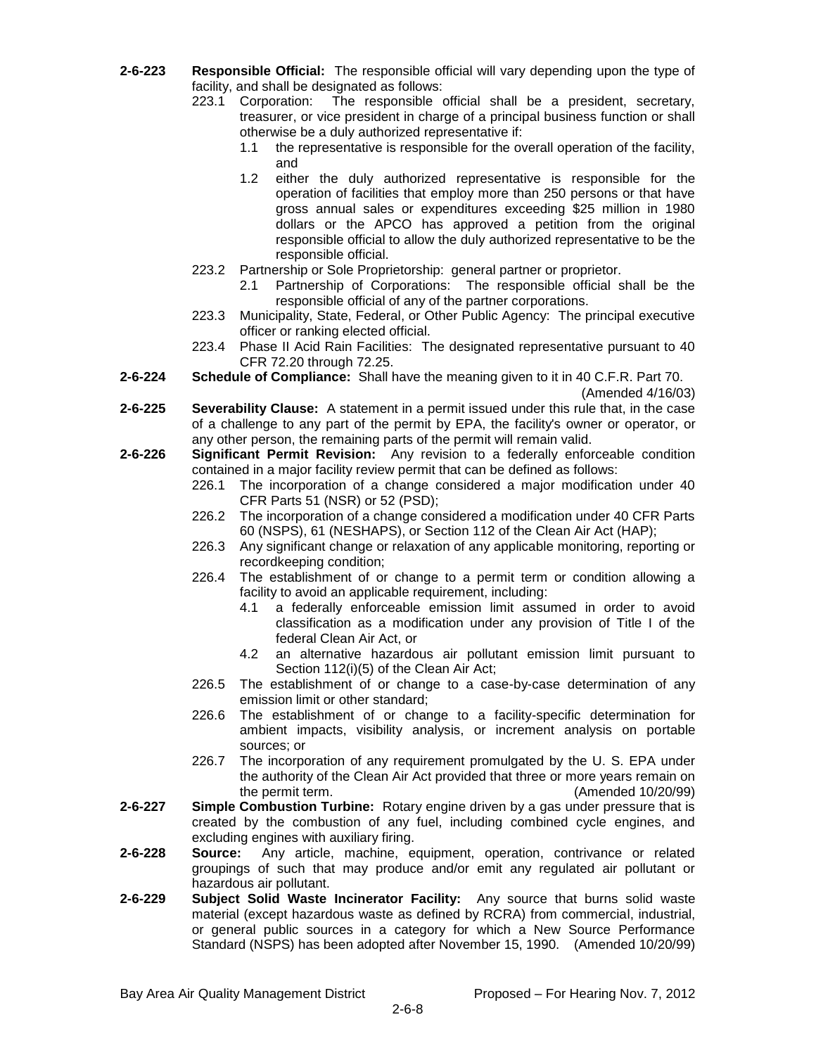**2-6-223 Responsible Official:** The responsible official will vary depending upon the type of facility, and shall be designated as follows:

223.1 Corporation: The responsible official shall be a president, secretary, treasurer, or vice president in charge of a principal business function or shall otherwise be a duly authorized representative if:

1.1 the representative is responsible for the overall operation of the facility, and

1.2 either the duly authorized representative is responsible for the operation of facilities that employ more than 250 persons or that have gross annual sales or expenditures exceeding $25 million in 1980 dollars or the APCO has approved a petition from the original responsible official to allow the duly authorized representative to be the responsible official.

223.2 Partnership or Sole Proprietorship: general partner or proprietor.

2.1 Partnership of Corporations: The responsible official shall be the responsible official of any of the partner corporations.

223.3 Municipality, State, Federal, or Other Public Agency: The principal executive officer or ranking elected official.

223.4 Phase II Acid Rain Facilities: The designated representative pursuant to 40 CFR 72.20 through 72.25.

**2-6-224 Schedule of Compliance:** Shall have the meaning given to it in 40 C.F.R. Part 70. (Amended 4/16/03)

**2-6-225 Severability Clause:** A statement in a permit issued under this rule that, in the case of a challenge to any part of the permit by EPA, the facility's owner or operator, or any other person, the remaining parts of the permit will remain valid.

**2-6-226 Significant Permit Revision:** Any revision to a federally enforceable condition contained in a major facility review permit that can be defined as follows:

226.1 The incorporation of a change considered a major modification under 40 CFR Parts 51 (NSR) or 52 (PSD);

226.2 The incorporation of a change considered a modification under 40 CFR Parts 60 (NSPS), 61 (NESHAPS), or Section 112 of the Clean Air Act (HAP);

226.3 Any significant change or relaxation of any applicable monitoring, reporting or recordkeeping condition;

226.4 The establishment of or change to a permit term or condition allowing a facility to avoid an applicable requirement, including:

4.1 a federally enforceable emission limit assumed in order to avoid classification as a modification under any provision of Title I of the federal Clean Air Act, or

4.2 an alternative hazardous air pollutant emission limit pursuant to Section 112(i)(5) of the Clean Air Act;

226.5 The establishment of or change to a case-by-case determination of any emission limit or other standard;

226.6 The establishment of or change to a facility-specific determination for ambient impacts, visibility analysis, or increment analysis on portable sources; or

226.7 The incorporation of any requirement promulgated by the U. S. EPA under the authority of the Clean Air Act provided that three or more years remain on the permit term. (Amended 10/20/99)

**2-6-227 Simple Combustion Turbine:** Rotary engine driven by a gas under pressure that is created by the combustion of any fuel, including combined cycle engines, and excluding engines with auxiliary firing.

**2-6-228 Source:** Any article, machine, equipment, operation, contrivance or related groupings of such that may produce and/or emit any regulated air pollutant or hazardous air pollutant.

**2-6-229 Subject Solid Waste Incinerator Facility:** Any source that burns solid waste material (except hazardous waste as defined by RCRA) from commercial, industrial, or general public sources in a category for which a New Source Performance Standard (NSPS) has been adopted after November 15, 1990. (Amended 10/20/99)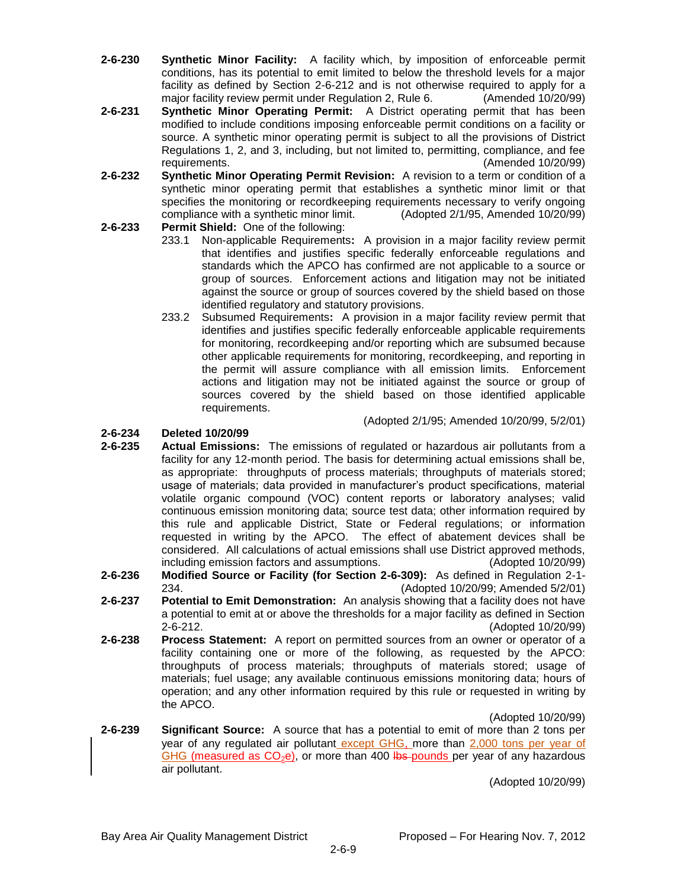**2-6-230** **Synthetic Minor Facility:** A facility which, by imposition of enforceable permit conditions, has its potential to emit limited to below the threshold levels for a major facility as defined by Section 2-6-212 and is not otherwise required to apply for a major facility review permit under Regulation 2, Rule 6. (Amended 10/20/99)

**2-6-231** **Synthetic Minor Operating Permit:** A District operating permit that has been modified to include conditions imposing enforceable permit conditions on a facility or source. A synthetic minor operating permit is subject to all the provisions of District Regulations 1, 2, and 3, including, but not limited to, permitting, compliance, and fee requirements. (Amended 10/20/99)

**2-6-232** **Synthetic Minor Operating Permit Revision:** A revision to a term or condition of a synthetic minor operating permit that establishes a synthetic minor limit or that specifies the monitoring or recordkeeping requirements necessary to verify ongoing compliance with a synthetic minor limit. (Adopted 2/1/95, Amended 10/20/99)

**2-6-233** **Permit Shield:** One of the following:

233.1 Non-applicable Requirements**:** A provision in a major facility review permit that identifies and justifies specific federally enforceable regulations and standards which the APCO has confirmed are not applicable to a source or group of sources. Enforcement actions and litigation may not be initiated against the source or group of sources covered by the shield based on those identified regulatory and statutory provisions.

233.2 Subsumed Requirements**:** A provision in a major facility review permit that identifies and justifies specific federally enforceable applicable requirements for monitoring, recordkeeping and/or reporting which are subsumed because other applicable requirements for monitoring, recordkeeping, and reporting in the permit will assure compliance with all emission limits. Enforcement actions and litigation may not be initiated against the source or group of sources covered by the shield based on those identified applicable requirements.

(Adopted 2/1/95; Amended 10/20/99, 5/2/01)

**2-6-234** **Deleted 10/20/99**

**2-6-235** **Actual Emissions:** The emissions of regulated or hazardous air pollutants from a facility for any 12-month period. The basis for determining actual emissions shall be, as appropriate: throughputs of process materials; throughputs of materials stored; usage of materials; data provided in manufacturer's product specifications, material volatile organic compound (VOC) content reports or laboratory analyses; valid continuous emission monitoring data; source test data; other information required by this rule and applicable District, State or Federal regulations; or information requested in writing by the APCO. The effect of abatement devices shall be considered. All calculations of actual emissions shall use District approved methods, including emission factors and assumptions. (Adopted 10/20/99)

**2-6-236** **Modified Source or Facility (for Section 2-6-309):** As defined in Regulation 2-1-234. (Adopted 10/20/99; Amended 5/2/01)

**2-6-237** **Potential to Emit Demonstration:** An analysis showing that a facility does not have a potential to emit at or above the thresholds for a major facility as defined in Section 2-6-212. (Adopted 10/20/99)

**2-6-238** **Process Statement:** A report on permitted sources from an owner or operator of a facility containing one or more of the following, as requested by the APCO: throughputs of process materials; throughputs of materials stored; usage of materials; fuel usage; any available continuous emissions monitoring data; hours of operation; and any other information required by this rule or requested in writing by the APCO.

(Adopted 10/20/99)

**2-6-239** **Significant Source:** A source that has a potential to emit of more than 2 tons per year of any regulated air pollutant except GHG, more than 2,000 tons per year of GHG (measured as $CO_2e$), or more than 400 ~~lbs~~ pounds per year of any hazardous air pollutant.

(Adopted 10/20/99)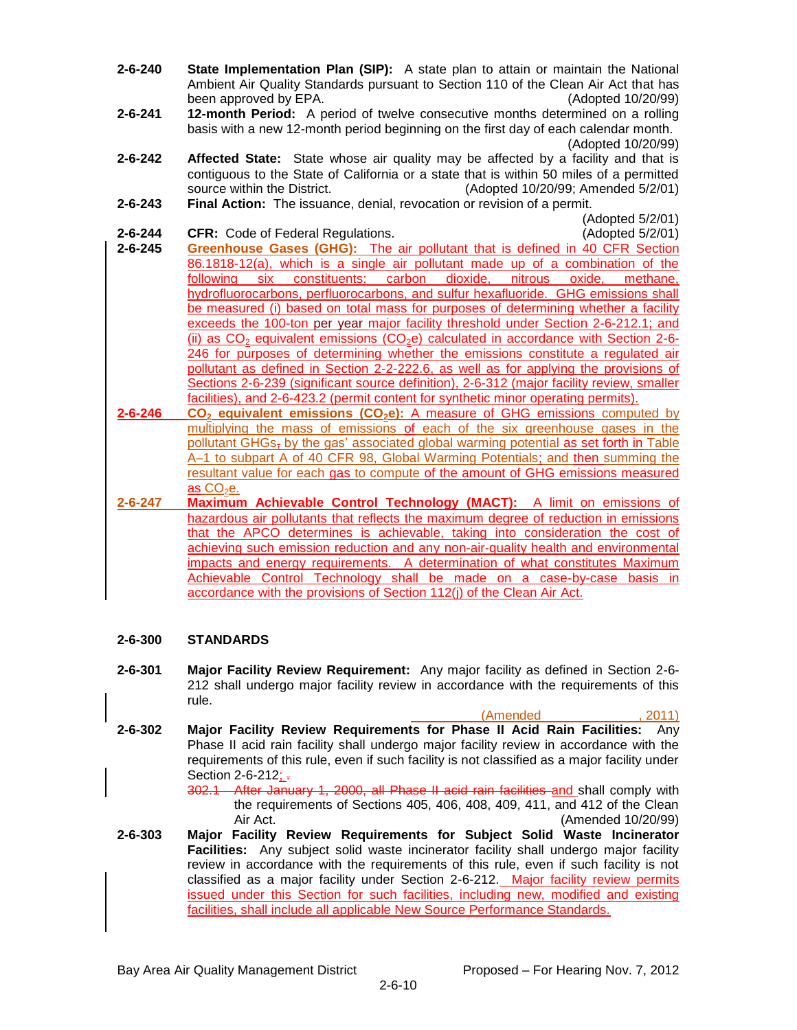**2-6-240** **State Implementation Plan (SIP):** A state plan to attain or maintain the National Ambient Air Quality Standards pursuant to Section 110 of the Clean Air Act that has been approved by EPA. (Adopted 10/20/99)

**2-6-241** **12-month Period:** A period of twelve consecutive months determined on a rolling basis with a new 12-month period beginning on the first day of each calendar month. (Adopted 10/20/99)

**2-6-242** **Affected State:** State whose air quality may be affected by a facility and that is contiguous to the State of California or a state that is within 50 miles of a permitted source within the District. (Adopted 10/20/99; Amended 5/2/01)

**2-6-243** **Final Action:** The issuance, denial, revocation or revision of a permit. (Adopted 5/2/01)

**2-6-244** **CFR:** Code of Federal Regulations. (Adopted 5/2/01)

**2-6-245** **Greenhouse Gases (GHG):** The air pollutant that is defined in 40 CFR Section 86.1818-12(a), which is a single air pollutant made up of a combination of the following six constituents: carbon dioxide, nitrous oxide, methane, hydrofluorocarbons, perfluorocarbons, and sulfur hexafluoride. GHG emissions shall be measured (i) based on total mass for purposes of determining whether a facility exceeds the 100-ton per year major facility threshold under Section 2-6-212.1; and (ii) as $CO_2$ equivalent emissions ($CO_2$e) calculated in accordance with Section 2-6-246 for purposes of determining whether the emissions constitute a regulated air pollutant as defined in Section 2-2-222.6, as well as for applying the provisions of Sections 2-6-239 (significant source definition), 2-6-312 (major facility review, smaller facilities), and 2-6-423.2 (permit content for synthetic minor operating permits).

**2-6-246** **$CO_2$ equivalent emissions ($CO_2$e):** A measure of GHG emissions computed by multiplying the mass of emissions of each of the six greenhouse gases in the pollutant GHGs, by the gas' associated global warming potential as set forth in Table A–1 to subpart A of 40 CFR 98, Global Warming Potentials; and then summing the resultant value for each gas to compute of the amount of GHG emissions measured as $CO_2$e.

**2-6-247** **Maximum Achievable Control Technology (MACT):** A limit on emissions of hazardous air pollutants that reflects the maximum degree of reduction in emissions that the APCO determines is achievable, taking into consideration the cost of achieving such emission reduction and any non-air-quality health and environmental impacts and energy requirements. A determination of what constitutes Maximum Achievable Control Technology shall be made on a case-by-case basis in accordance with the provisions of Section 112(j) of the Clean Air Act.

## 2-6-300 STANDARDS

**2-6-301** **Major Facility Review Requirement:** Any major facility as defined in Section 2-6-212 shall undergo major facility review in accordance with the requirements of this rule. (Amended , 2011)

**2-6-302** **Major Facility Review Requirements for Phase II Acid Rain Facilities:** Any Phase II acid rain facility shall undergo major facility review in accordance with the requirements of this rule, even if such facility is not classified as a major facility under Section 2-6-212; ~~.~~

~~302.1 After January 1, 2000, all Phase II acid rain facilities~~ and shall comply with the requirements of Sections 405, 406, 408, 409, 411, and 412 of the Clean Air Act. (Amended 10/20/99)

**2-6-303** **Major Facility Review Requirements for Subject Solid Waste Incinerator Facilities:** Any subject solid waste incinerator facility shall undergo major facility review in accordance with the requirements of this rule, even if such facility is not classified as a major facility under Section 2-6-212. Major facility review permits issued under this Section for such facilities, including new, modified and existing facilities, shall include all applicable New Source Performance Standards.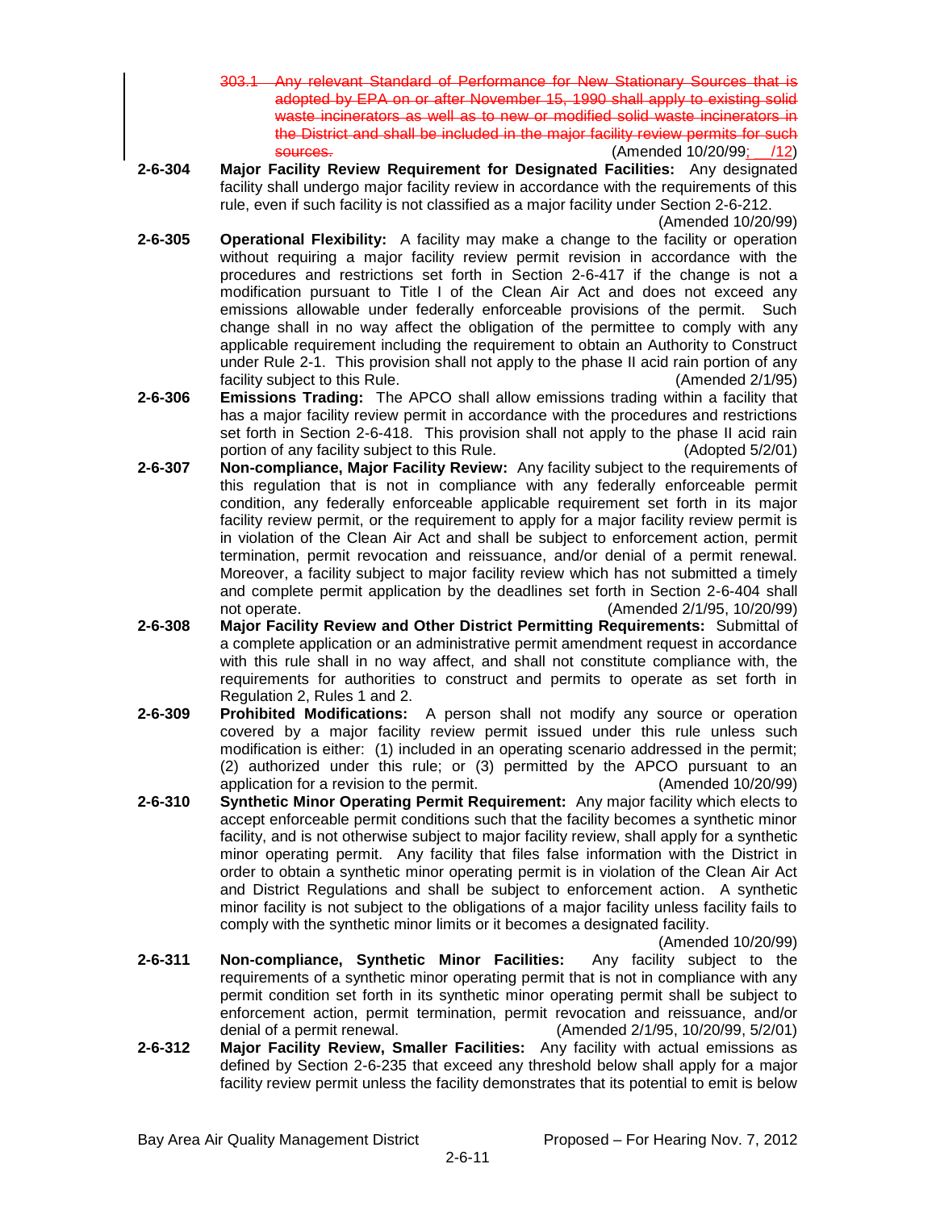~~303.1 Any relevant Standard of Performance for New Stationary Sources that is adopted by EPA on or after November 15, 1990 shall apply to existing solid waste incinerators as well as to new or modified solid waste incinerators in the District and shall be included in the major facility review permits for such sources.~~ (Amended 10/20/99; /12)

**2-6-304 Major Facility Review Requirement for Designated Facilities:** Any designated facility shall undergo major facility review in accordance with the requirements of this rule, even if such facility is not classified as a major facility under Section 2-6-212. (Amended 10/20/99)

**2-6-305 Operational Flexibility:** A facility may make a change to the facility or operation without requiring a major facility review permit revision in accordance with the procedures and restrictions set forth in Section 2-6-417 if the change is not a modification pursuant to Title I of the Clean Air Act and does not exceed any emissions allowable under federally enforceable provisions of the permit. Such change shall in no way affect the obligation of the permittee to comply with any applicable requirement including the requirement to obtain an Authority to Construct under Rule 2-1. This provision shall not apply to the phase II acid rain portion of any facility subject to this Rule. (Amended 2/1/95)

**2-6-306 Emissions Trading:** The APCO shall allow emissions trading within a facility that has a major facility review permit in accordance with the procedures and restrictions set forth in Section 2-6-418. This provision shall not apply to the phase II acid rain portion of any facility subject to this Rule. (Adopted 5/2/01)

**2-6-307 Non-compliance, Major Facility Review:** Any facility subject to the requirements of this regulation that is not in compliance with any federally enforceable permit condition, any federally enforceable applicable requirement set forth in its major facility review permit, or the requirement to apply for a major facility review permit is in violation of the Clean Air Act and shall be subject to enforcement action, permit termination, permit revocation and reissuance, and/or denial of a permit renewal. Moreover, a facility subject to major facility review which has not submitted a timely and complete permit application by the deadlines set forth in Section 2-6-404 shall not operate. (Amended 2/1/95, 10/20/99)

**2-6-308 Major Facility Review and Other District Permitting Requirements:** Submittal of a complete application or an administrative permit amendment request in accordance with this rule shall in no way affect, and shall not constitute compliance with, the requirements for authorities to construct and permits to operate as set forth in Regulation 2, Rules 1 and 2.

**2-6-309 Prohibited Modifications:** A person shall not modify any source or operation covered by a major facility review permit issued under this rule unless such modification is either: (1) included in an operating scenario addressed in the permit; (2) authorized under this rule; or (3) permitted by the APCO pursuant to an application for a revision to the permit. (Amended 10/20/99)

**2-6-310 Synthetic Minor Operating Permit Requirement:** Any major facility which elects to accept enforceable permit conditions such that the facility becomes a synthetic minor facility, and is not otherwise subject to major facility review, shall apply for a synthetic minor operating permit. Any facility that files false information with the District in order to obtain a synthetic minor operating permit is in violation of the Clean Air Act and District Regulations and shall be subject to enforcement action. A synthetic minor facility is not subject to the obligations of a major facility unless facility fails to comply with the synthetic minor limits or it becomes a designated facility. (Amended 10/20/99)

**2-6-311 Non-compliance, Synthetic Minor Facilities:** Any facility subject to the requirements of a synthetic minor operating permit that is not in compliance with any permit condition set forth in its synthetic minor operating permit shall be subject to enforcement action, permit termination, permit revocation and reissuance, and/or denial of a permit renewal. (Amended 2/1/95, 10/20/99, 5/2/01)

**2-6-312 Major Facility Review, Smaller Facilities:** Any facility with actual emissions as defined by Section 2-6-235 that exceed any threshold below shall apply for a major facility review permit unless the facility demonstrates that its potential to emit is below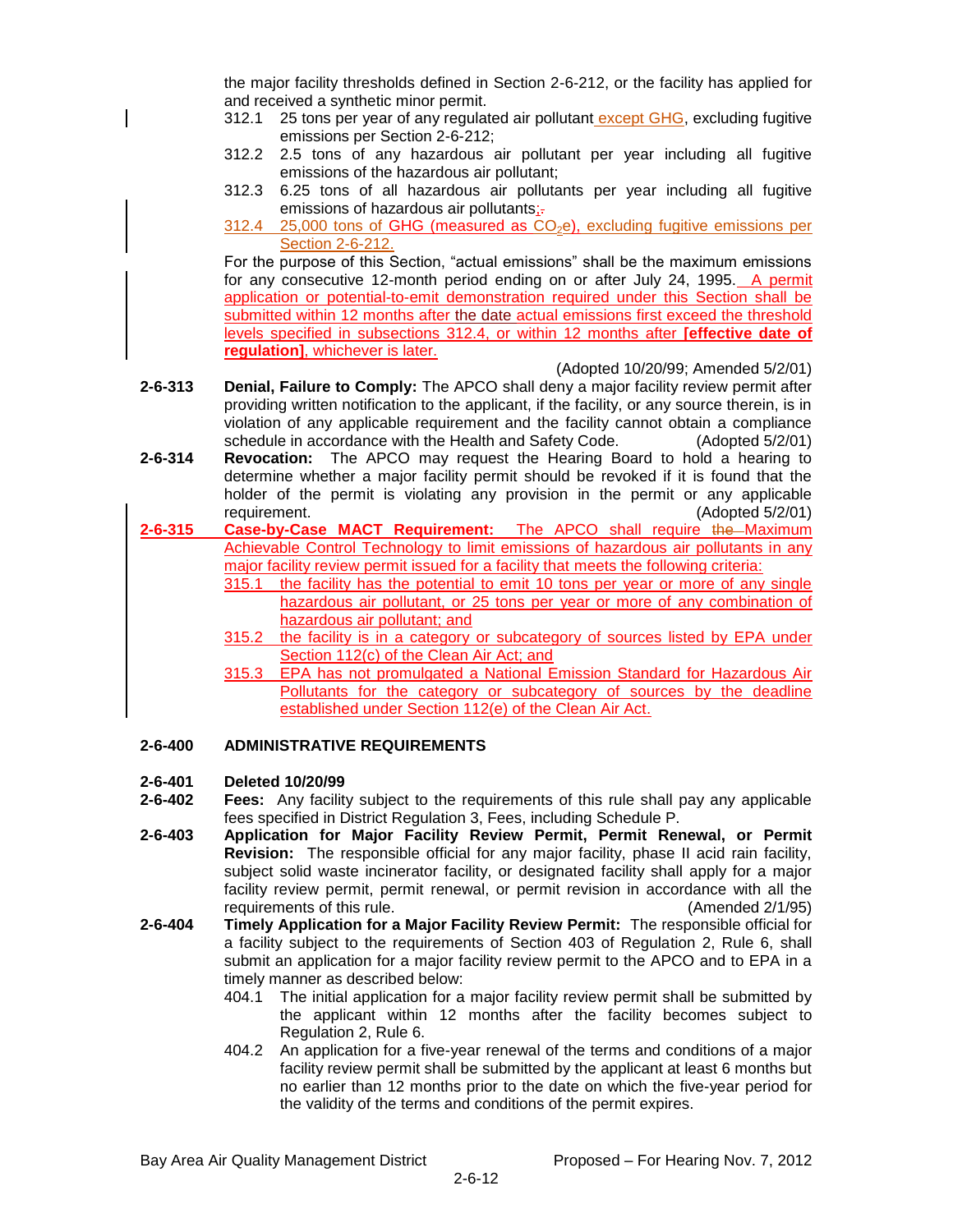the major facility thresholds defined in Section 2-6-212, or the facility has applied for and received a synthetic minor permit.

312.1 25 tons per year of any regulated air pollutant except GHG, excluding fugitive emissions per Section 2-6-212;

312.2 2.5 tons of any hazardous air pollutant per year including all fugitive emissions of the hazardous air pollutant;

312.3 6.25 tons of all hazardous air pollutants per year including all fugitive emissions of hazardous air pollutants;~~.~~

312.4 25,000 tons of GHG (measured as $CO_2e$), excluding fugitive emissions per Section 2-6-212.

For the purpose of this Section, "actual emissions" shall be the maximum emissions for any consecutive 12-month period ending on or after July 24, 1995. A permit application or potential-to-emit demonstration required under this Section shall be submitted within 12 months after the date actual emissions first exceed the threshold levels specified in subsections 312.4, or within 12 months after **[effective date of regulation]**, whichever is later.

(Adopted 10/20/99; Amended 5/2/01)

**2-6-313 Denial, Failure to Comply:** The APCO shall deny a major facility review permit after providing written notification to the applicant, if the facility, or any source therein, is in violation of any applicable requirement and the facility cannot obtain a compliance schedule in accordance with the Health and Safety Code. (Adopted 5/2/01)

**2-6-314 Revocation:** The APCO may request the Hearing Board to hold a hearing to determine whether a major facility permit should be revoked if it is found that the holder of the permit is violating any provision in the permit or any applicable requirement. (Adopted 5/2/01)

**2-6-315 Case-by-Case MACT Requirement:** The APCO shall require ~~the~~ Maximum Achievable Control Technology to limit emissions of hazardous air pollutants in any major facility review permit issued for a facility that meets the following criteria:

315.1 the facility has the potential to emit 10 tons per year or more of any single hazardous air pollutant, or 25 tons per year or more of any combination of hazardous air pollutant; and

315.2 the facility is in a category or subcategory of sources listed by EPA under Section 112(c) of the Clean Air Act; and

315.3 EPA has not promulgated a National Emission Standard for Hazardous Air Pollutants for the category or subcategory of sources by the deadline established under Section 112(e) of the Clean Air Act.

## 2-6-400 ADMINISTRATIVE REQUIREMENTS

**2-6-401 Deleted 10/20/99**

**2-6-402 Fees:** Any facility subject to the requirements of this rule shall pay any applicable fees specified in District Regulation 3, Fees, including Schedule P.

**2-6-403 Application for Major Facility Review Permit, Permit Renewal, or Permit Revision:** The responsible official for any major facility, phase II acid rain facility, subject solid waste incinerator facility, or designated facility shall apply for a major facility review permit, permit renewal, or permit revision in accordance with all the requirements of this rule. (Amended 2/1/95)

**2-6-404 Timely Application for a Major Facility Review Permit:** The responsible official for a facility subject to the requirements of Section 403 of Regulation 2, Rule 6, shall submit an application for a major facility review permit to the APCO and to EPA in a timely manner as described below:

404.1 The initial application for a major facility review permit shall be submitted by the applicant within 12 months after the facility becomes subject to Regulation 2, Rule 6.

404.2 An application for a five-year renewal of the terms and conditions of a major facility review permit shall be submitted by the applicant at least 6 months but no earlier than 12 months prior to the date on which the five-year period for the validity of the terms and conditions of the permit expires.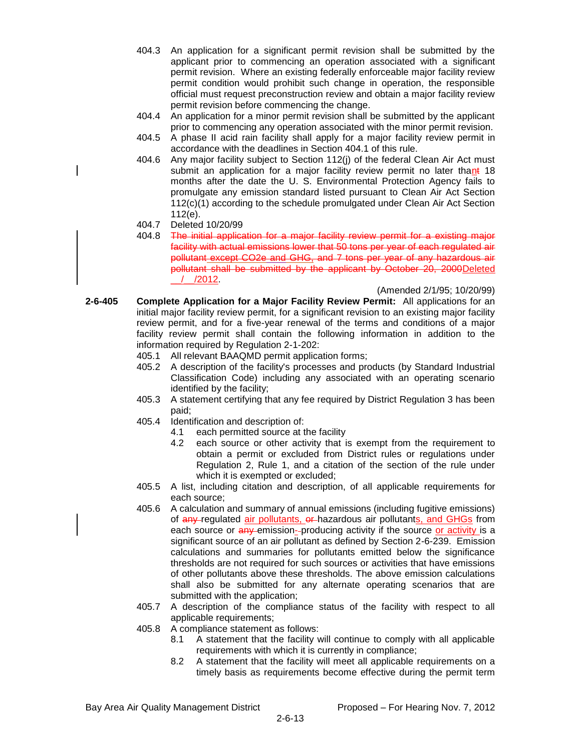404.3 An application for a significant permit revision shall be submitted by the applicant prior to commencing an operation associated with a significant permit revision. Where an existing federally enforceable major facility review permit condition would prohibit such change in operation, the responsible official must request preconstruction review and obtain a major facility review permit revision before commencing the change.

404.4 An application for a minor permit revision shall be submitted by the applicant prior to commencing any operation associated with the minor permit revision.

404.5 A phase II acid rain facility shall apply for a major facility review permit in accordance with the deadlines in Section 404.1 of this rule.

404.6 Any major facility subject to Section 112(j) of the federal Clean Air Act must submit an application for a major facility review permit no later than ~~thant~~ 18 months after the date the U. S. Environmental Protection Agency fails to promulgate any emission standard listed pursuant to Clean Air Act Section 112(c)(1) according to the schedule promulgated under Clean Air Act Section 112(e).

404.7 Deleted 10/20/99

404.8 ~~The initial application for a major facility review permit for a existing major facility with actual emissions lower that 50 tons per year of each regulated air pollutant except CO2e and GHG, and 7 tons per year of any hazardous air pollutant shall be submitted by the applicant by October 20, 2000~~Deleted \_\_/\_\_/2012.

(Amended 2/1/95; 10/20/99)

**2-6-405 Complete Application for a Major Facility Review Permit:** All applications for an initial major facility review permit, for a significant revision to an existing major facility review permit, and for a five-year renewal of the terms and conditions of a major facility review permit shall contain the following information in addition to the information required by Regulation 2-1-202:

405.1 All relevant BAAQMD permit application forms;

405.2 A description of the facility's processes and products (by Standard Industrial Classification Code) including any associated with an operating scenario identified by the facility;

405.3 A statement certifying that any fee required by District Regulation 3 has been paid;

405.4 Identification and description of:

- 4.1 each permitted source at the facility
- 4.2 each source or other activity that is exempt from the requirement to obtain a permit or excluded from District rules or regulations under Regulation 2, Rule 1, and a citation of the section of the rule under which it is exempted or excluded;

405.5 A list, including citation and description, of all applicable requirements for each source;

405.6 A calculation and summary of annual emissions (including fugitive emissions) of ~~any~~ regulated air pollutants, ~~or~~ hazardous air pollutants, and GHGs from each source or ~~any~~ emission~~-~~producing activity if the source or activity is a significant source of an air pollutant as defined by Section 2-6-239. Emission calculations and summaries for pollutants emitted below the significance thresholds are not required for such sources or activities that have emissions of other pollutants above these thresholds. The above emission calculations shall also be submitted for any alternate operating scenarios that are submitted with the application;

405.7 A description of the compliance status of the facility with respect to all applicable requirements;

405.8 A compliance statement as follows:

- 8.1 A statement that the facility will continue to comply with all applicable requirements with which it is currently in compliance;
- 8.2 A statement that the facility will meet all applicable requirements on a timely basis as requirements become effective during the permit term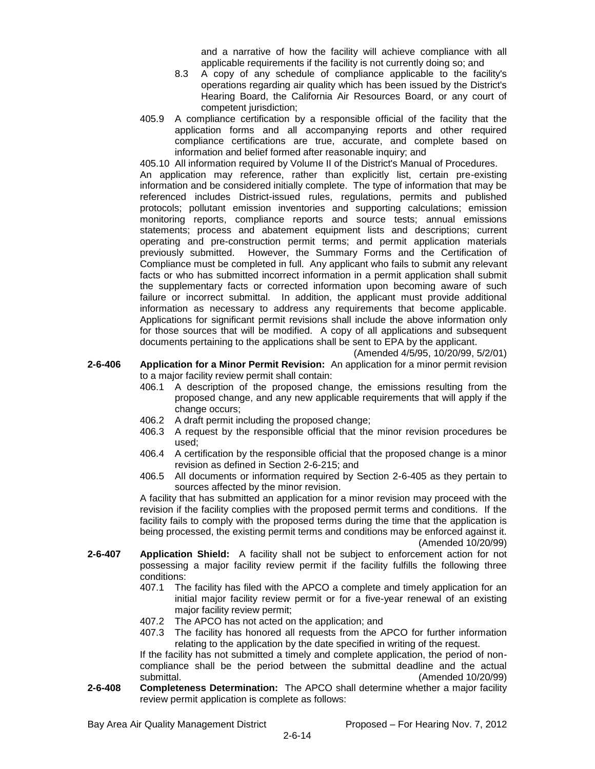and a narrative of how the facility will achieve compliance with all applicable requirements if the facility is not currently doing so; and

8.3 A copy of any schedule of compliance applicable to the facility's operations regarding air quality which has been issued by the District's Hearing Board, the California Air Resources Board, or any court of competent jurisdiction;

405.9 A compliance certification by a responsible official of the facility that the application forms and all accompanying reports and other required compliance certifications are true, accurate, and complete based on information and belief formed after reasonable inquiry; and

405.10 All information required by Volume II of the District's Manual of Procedures.

An application may reference, rather than explicitly list, certain pre-existing information and be considered initially complete. The type of information that may be referenced includes District-issued rules, regulations, permits and published protocols; pollutant emission inventories and supporting calculations; emission monitoring reports, compliance reports and source tests; annual emissions statements; process and abatement equipment lists and descriptions; current operating and pre-construction permit terms; and permit application materials previously submitted. However, the Summary Forms and the Certification of Compliance must be completed in full. Any applicant who fails to submit any relevant facts or who has submitted incorrect information in a permit application shall submit the supplementary facts or corrected information upon becoming aware of such failure or incorrect submittal. In addition, the applicant must provide additional information as necessary to address any requirements that become applicable. Applications for significant permit revisions shall include the above information only for those sources that will be modified. A copy of all applications and subsequent documents pertaining to the applications shall be sent to EPA by the applicant.

(Amended 4/5/95, 10/20/99, 5/2/01)

**2-6-406 Application for a Minor Permit Revision:** An application for a minor permit revision to a major facility review permit shall contain:

406.1 A description of the proposed change, the emissions resulting from the proposed change, and any new applicable requirements that will apply if the change occurs;

406.2 A draft permit including the proposed change;

406.3 A request by the responsible official that the minor revision procedures be used;

406.4 A certification by the responsible official that the proposed change is a minor revision as defined in Section 2-6-215; and

406.5 All documents or information required by Section 2-6-405 as they pertain to sources affected by the minor revision.

A facility that has submitted an application for a minor revision may proceed with the revision if the facility complies with the proposed permit terms and conditions. If the facility fails to comply with the proposed terms during the time that the application is being processed, the existing permit terms and conditions may be enforced against it.

(Amended 10/20/99)

**2-6-407 Application Shield:** A facility shall not be subject to enforcement action for not possessing a major facility review permit if the facility fulfills the following three conditions:

407.1 The facility has filed with the APCO a complete and timely application for an initial major facility review permit or for a five-year renewal of an existing major facility review permit;

407.2 The APCO has not acted on the application; and

407.3 The facility has honored all requests from the APCO for further information relating to the application by the date specified in writing of the request.

If the facility has not submitted a timely and complete application, the period of non-compliance shall be the period between the submittal deadline and the actual submittal. (Amended 10/20/99)

**2-6-408 Completeness Determination:** The APCO shall determine whether a major facility review permit application is complete as follows: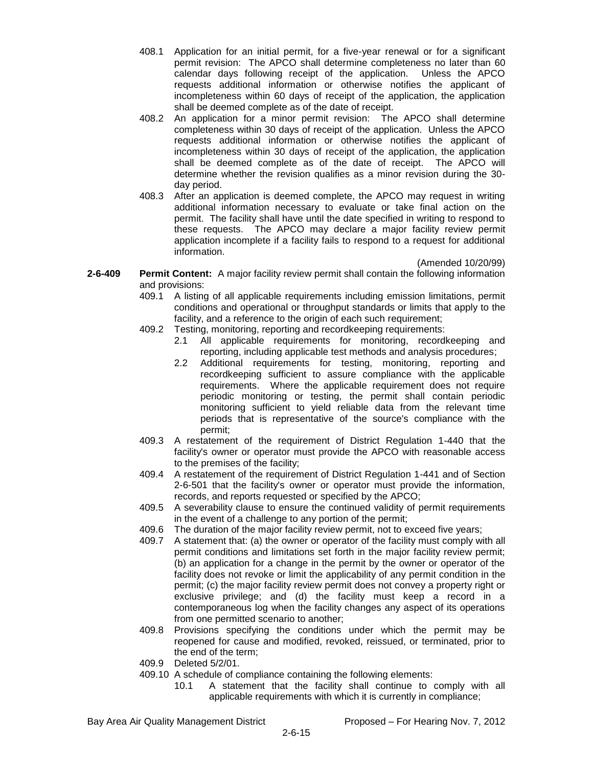408.1 Application for an initial permit, for a five-year renewal or for a significant permit revision: The APCO shall determine completeness no later than 60 calendar days following receipt of the application. Unless the APCO requests additional information or otherwise notifies the applicant of incompleteness within 60 days of receipt of the application, the application shall be deemed complete as of the date of receipt.

408.2 An application for a minor permit revision: The APCO shall determine completeness within 30 days of receipt of the application. Unless the APCO requests additional information or otherwise notifies the applicant of incompleteness within 30 days of receipt of the application, the application shall be deemed complete as of the date of receipt. The APCO will determine whether the revision qualifies as a minor revision during the 30-day period.

408.3 After an application is deemed complete, the APCO may request in writing additional information necessary to evaluate or take final action on the permit. The facility shall have until the date specified in writing to respond to these requests. The APCO may declare a major facility review permit application incomplete if a facility fails to respond to a request for additional information.

(Amended 10/20/99)

**2-6-409 Permit Content:** A major facility review permit shall contain the following information and provisions:

409.1 A listing of all applicable requirements including emission limitations, permit conditions and operational or throughput standards or limits that apply to the facility, and a reference to the origin of each such requirement;

409.2 Testing, monitoring, reporting and recordkeeping requirements:

- 2.1 All applicable requirements for monitoring, recordkeeping and reporting, including applicable test methods and analysis procedures;
- 2.2 Additional requirements for testing, monitoring, reporting and recordkeeping sufficient to assure compliance with the applicable requirements. Where the applicable requirement does not require periodic monitoring or testing, the permit shall contain periodic monitoring sufficient to yield reliable data from the relevant time periods that is representative of the source's compliance with the permit;

409.3 A restatement of the requirement of District Regulation 1-440 that the facility's owner or operator must provide the APCO with reasonable access to the premises of the facility;

409.4 A restatement of the requirement of District Regulation 1-441 and of Section 2-6-501 that the facility's owner or operator must provide the information, records, and reports requested or specified by the APCO;

409.5 A severability clause to ensure the continued validity of permit requirements in the event of a challenge to any portion of the permit;

409.6 The duration of the major facility review permit, not to exceed five years;

409.7 A statement that: (a) the owner or operator of the facility must comply with all permit conditions and limitations set forth in the major facility review permit; (b) an application for a change in the permit by the owner or operator of the facility does not revoke or limit the applicability of any permit condition in the permit; (c) the major facility review permit does not convey a property right or exclusive privilege; and (d) the facility must keep a record in a contemporaneous log when the facility changes any aspect of its operations from one permitted scenario to another;

409.8 Provisions specifying the conditions under which the permit may be reopened for cause and modified, revoked, reissued, or terminated, prior to the end of the term;

409.9 Deleted 5/2/01.

409.10 A schedule of compliance containing the following elements:

- 10.1 A statement that the facility shall continue to comply with all applicable requirements with which it is currently in compliance;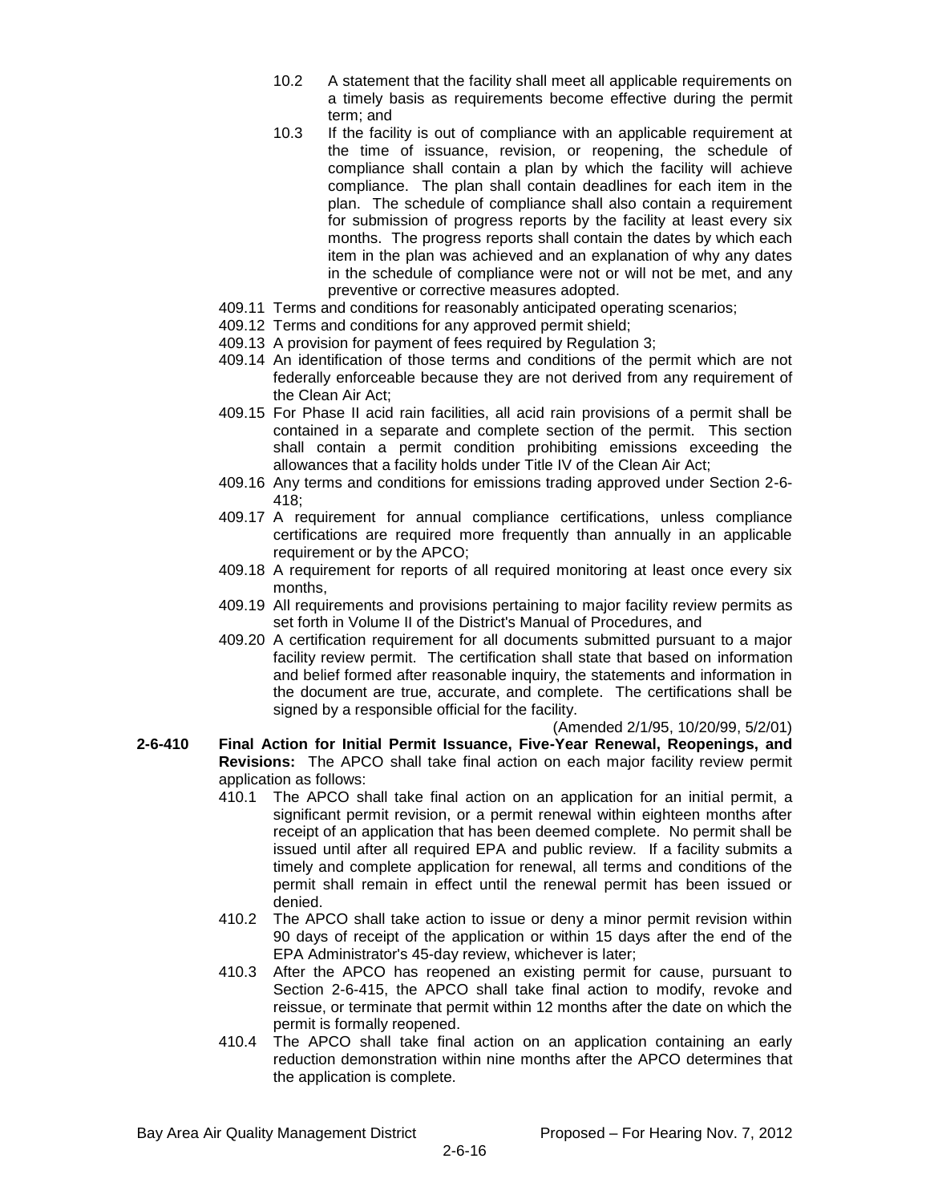10.2 A statement that the facility shall meet all applicable requirements on a timely basis as requirements become effective during the permit term; and

10.3 If the facility is out of compliance with an applicable requirement at the time of issuance, revision, or reopening, the schedule of compliance shall contain a plan by which the facility will achieve compliance. The plan shall contain deadlines for each item in the plan. The schedule of compliance shall also contain a requirement for submission of progress reports by the facility at least every six months. The progress reports shall contain the dates by which each item in the plan was achieved and an explanation of why any dates in the schedule of compliance were not or will not be met, and any preventive or corrective measures adopted.

409.11 Terms and conditions for reasonably anticipated operating scenarios;

409.12 Terms and conditions for any approved permit shield;

409.13 A provision for payment of fees required by Regulation 3;

409.14 An identification of those terms and conditions of the permit which are not federally enforceable because they are not derived from any requirement of the Clean Air Act;

409.15 For Phase II acid rain facilities, all acid rain provisions of a permit shall be contained in a separate and complete section of the permit. This section shall contain a permit condition prohibiting emissions exceeding the allowances that a facility holds under Title IV of the Clean Air Act;

409.16 Any terms and conditions for emissions trading approved under Section 2-6-418;

409.17 A requirement for annual compliance certifications, unless compliance certifications are required more frequently than annually in an applicable requirement or by the APCO;

409.18 A requirement for reports of all required monitoring at least once every six months,

409.19 All requirements and provisions pertaining to major facility review permits as set forth in Volume II of the District's Manual of Procedures, and

409.20 A certification requirement for all documents submitted pursuant to a major facility review permit. The certification shall state that based on information and belief formed after reasonable inquiry, the statements and information in the document are true, accurate, and complete. The certifications shall be signed by a responsible official for the facility.

(Amended 2/1/95, 10/20/99, 5/2/01)

**2-6-410 Final Action for Initial Permit Issuance, Five-Year Renewal, Reopenings, and Revisions:** The APCO shall take final action on each major facility review permit application as follows:

410.1 The APCO shall take final action on an application for an initial permit, a significant permit revision, or a permit renewal within eighteen months after receipt of an application that has been deemed complete. No permit shall be issued until after all required EPA and public review. If a facility submits a timely and complete application for renewal, all terms and conditions of the permit shall remain in effect until the renewal permit has been issued or denied.

410.2 The APCO shall take action to issue or deny a minor permit revision within 90 days of receipt of the application or within 15 days after the end of the EPA Administrator's 45-day review, whichever is later;

410.3 After the APCO has reopened an existing permit for cause, pursuant to Section 2-6-415, the APCO shall take final action to modify, revoke and reissue, or terminate that permit within 12 months after the date on which the permit is formally reopened.

410.4 The APCO shall take final action on an application containing an early reduction demonstration within nine months after the APCO determines that the application is complete.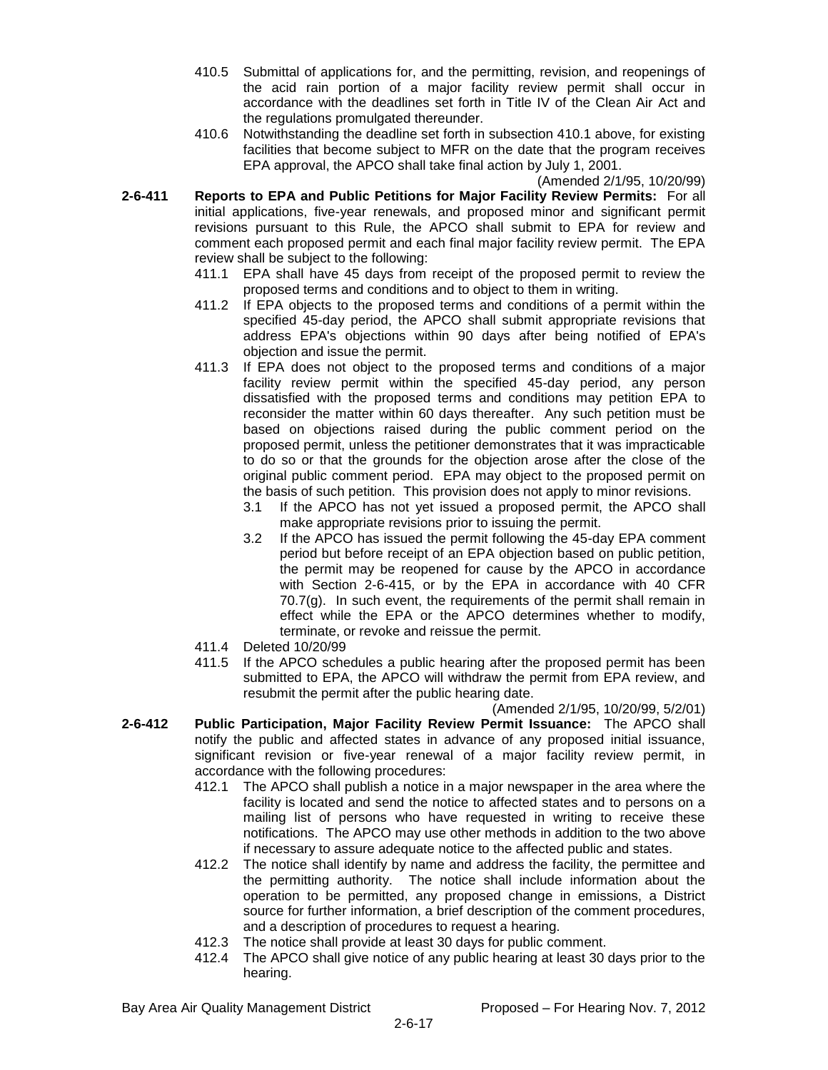410.5 Submittal of applications for, and the permitting, revision, and reopenings of the acid rain portion of a major facility review permit shall occur in accordance with the deadlines set forth in Title IV of the Clean Air Act and the regulations promulgated thereunder.

410.6 Notwithstanding the deadline set forth in subsection 410.1 above, for existing facilities that become subject to MFR on the date that the program receives EPA approval, the APCO shall take final action by July 1, 2001.

(Amended 2/1/95, 10/20/99)

**2-6-411 Reports to EPA and Public Petitions for Major Facility Review Permits:** For all initial applications, five-year renewals, and proposed minor and significant permit revisions pursuant to this Rule, the APCO shall submit to EPA for review and comment each proposed permit and each final major facility review permit. The EPA review shall be subject to the following:

411.1 EPA shall have 45 days from receipt of the proposed permit to review the proposed terms and conditions and to object to them in writing.

411.2 If EPA objects to the proposed terms and conditions of a permit within the specified 45-day period, the APCO shall submit appropriate revisions that address EPA's objections within 90 days after being notified of EPA's objection and issue the permit.

411.3 If EPA does not object to the proposed terms and conditions of a major facility review permit within the specified 45-day period, any person dissatisfied with the proposed terms and conditions may petition EPA to reconsider the matter within 60 days thereafter. Any such petition must be based on objections raised during the public comment period on the proposed permit, unless the petitioner demonstrates that it was impracticable to do so or that the grounds for the objection arose after the close of the original public comment period. EPA may object to the proposed permit on the basis of such petition. This provision does not apply to minor revisions.

3.1 If the APCO has not yet issued a proposed permit, the APCO shall make appropriate revisions prior to issuing the permit.

3.2 If the APCO has issued the permit following the 45-day EPA comment period but before receipt of an EPA objection based on public petition, the permit may be reopened for cause by the APCO in accordance with Section 2-6-415, or by the EPA in accordance with 40 CFR 70.7(g). In such event, the requirements of the permit shall remain in effect while the EPA or the APCO determines whether to modify, terminate, or revoke and reissue the permit.

411.4 Deleted 10/20/99

411.5 If the APCO schedules a public hearing after the proposed permit has been submitted to EPA, the APCO will withdraw the permit from EPA review, and resubmit the permit after the public hearing date.

(Amended 2/1/95, 10/20/99, 5/2/01)

**2-6-412 Public Participation, Major Facility Review Permit Issuance:** The APCO shall notify the public and affected states in advance of any proposed initial issuance, significant revision or five-year renewal of a major facility review permit, in accordance with the following procedures:

412.1 The APCO shall publish a notice in a major newspaper in the area where the facility is located and send the notice to affected states and to persons on a mailing list of persons who have requested in writing to receive these notifications. The APCO may use other methods in addition to the two above if necessary to assure adequate notice to the affected public and states.

412.2 The notice shall identify by name and address the facility, the permittee and the permitting authority. The notice shall include information about the operation to be permitted, any proposed change in emissions, a District source for further information, a brief description of the comment procedures, and a description of procedures to request a hearing.

412.3 The notice shall provide at least 30 days for public comment.

412.4 The APCO shall give notice of any public hearing at least 30 days prior to the hearing.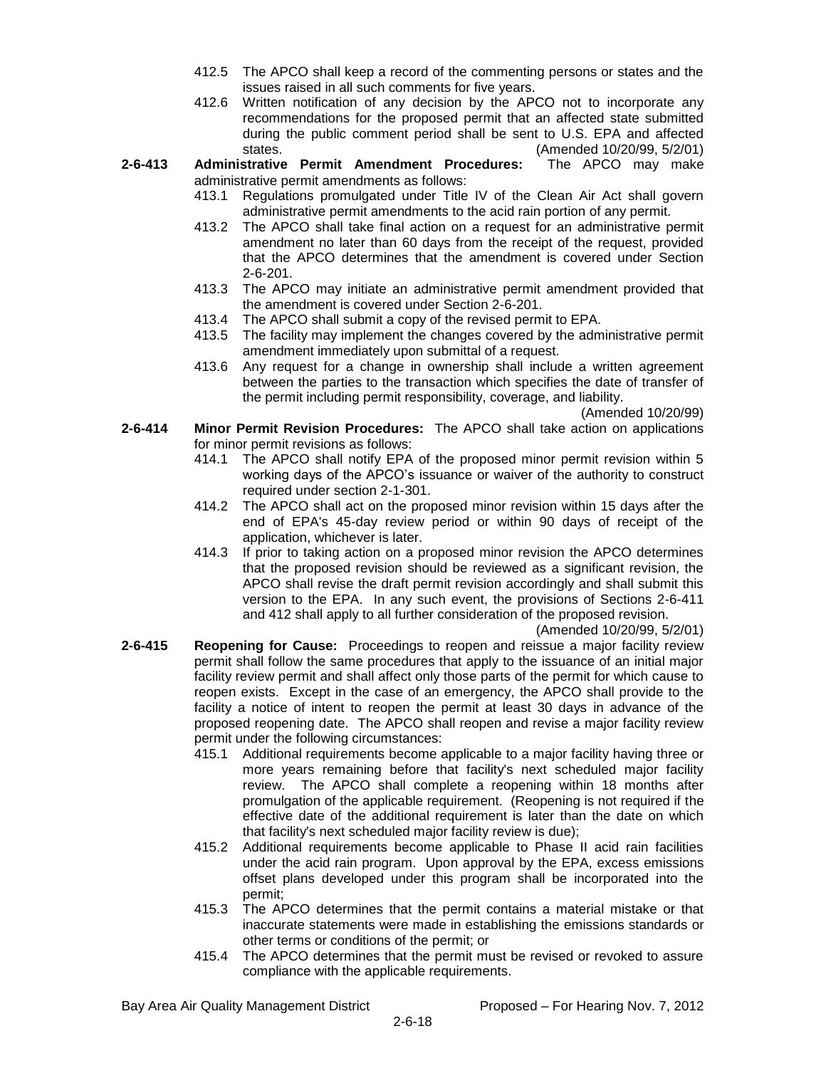412.5 The APCO shall keep a record of the commenting persons or states and the issues raised in all such comments for five years.

412.6 Written notification of any decision by the APCO not to incorporate any recommendations for the proposed permit that an affected state submitted during the public comment period shall be sent to U.S. EPA and affected states. (Amended 10/20/99, 5/2/01)

**2-6-413 Administrative Permit Amendment Procedures:** The APCO may make administrative permit amendments as follows:

413.1 Regulations promulgated under Title IV of the Clean Air Act shall govern administrative permit amendments to the acid rain portion of any permit.

413.2 The APCO shall take final action on a request for an administrative permit amendment no later than 60 days from the receipt of the request, provided that the APCO determines that the amendment is covered under Section 2-6-201.

413.3 The APCO may initiate an administrative permit amendment provided that the amendment is covered under Section 2-6-201.

413.4 The APCO shall submit a copy of the revised permit to EPA.

413.5 The facility may implement the changes covered by the administrative permit amendment immediately upon submittal of a request.

413.6 Any request for a change in ownership shall include a written agreement between the parties to the transaction which specifies the date of transfer of the permit including permit responsibility, coverage, and liability.

(Amended 10/20/99)

**2-6-414 Minor Permit Revision Procedures:** The APCO shall take action on applications for minor permit revisions as follows:

414.1 The APCO shall notify EPA of the proposed minor permit revision within 5 working days of the APCO's issuance or waiver of the authority to construct required under section 2-1-301.

414.2 The APCO shall act on the proposed minor revision within 15 days after the end of EPA's 45-day review period or within 90 days of receipt of the application, whichever is later.

414.3 If prior to taking action on a proposed minor revision the APCO determines that the proposed revision should be reviewed as a significant revision, the APCO shall revise the draft permit revision accordingly and shall submit this version to the EPA. In any such event, the provisions of Sections 2-6-411 and 412 shall apply to all further consideration of the proposed revision.

(Amended 10/20/99, 5/2/01)

**2-6-415 Reopening for Cause:** Proceedings to reopen and reissue a major facility review permit shall follow the same procedures that apply to the issuance of an initial major facility review permit and shall affect only those parts of the permit for which cause to reopen exists. Except in the case of an emergency, the APCO shall provide to the facility a notice of intent to reopen the permit at least 30 days in advance of the proposed reopening date. The APCO shall reopen and revise a major facility review permit under the following circumstances:

415.1 Additional requirements become applicable to a major facility having three or more years remaining before that facility's next scheduled major facility review. The APCO shall complete a reopening within 18 months after promulgation of the applicable requirement. (Reopening is not required if the effective date of the additional requirement is later than the date on which that facility's next scheduled major facility review is due);

415.2 Additional requirements become applicable to Phase II acid rain facilities under the acid rain program. Upon approval by the EPA, excess emissions offset plans developed under this program shall be incorporated into the permit;

415.3 The APCO determines that the permit contains a material mistake or that inaccurate statements were made in establishing the emissions standards or other terms or conditions of the permit; or

415.4 The APCO determines that the permit must be revised or revoked to assure compliance with the applicable requirements.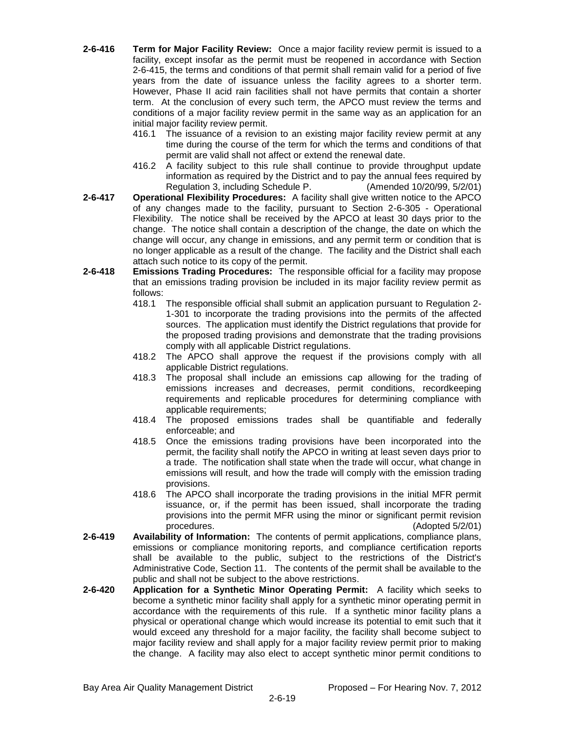**2-6-416 Term for Major Facility Review:** Once a major facility review permit is issued to a facility, except insofar as the permit must be reopened in accordance with Section 2-6-415, the terms and conditions of that permit shall remain valid for a period of five years from the date of issuance unless the facility agrees to a shorter term. However, Phase II acid rain facilities shall not have permits that contain a shorter term. At the conclusion of every such term, the APCO must review the terms and conditions of a major facility review permit in the same way as an application for an initial major facility review permit.

416.1 The issuance of a revision to an existing major facility review permit at any time during the course of the term for which the terms and conditions of that permit are valid shall not affect or extend the renewal date.

416.2 A facility subject to this rule shall continue to provide throughput update information as required by the District and to pay the annual fees required by Regulation 3, including Schedule P. (Amended 10/20/99, 5/2/01)

**2-6-417 Operational Flexibility Procedures:** A facility shall give written notice to the APCO of any changes made to the facility, pursuant to Section 2-6-305 - Operational Flexibility. The notice shall be received by the APCO at least 30 days prior to the change. The notice shall contain a description of the change, the date on which the change will occur, any change in emissions, and any permit term or condition that is no longer applicable as a result of the change. The facility and the District shall each attach such notice to its copy of the permit.

**2-6-418 Emissions Trading Procedures:** The responsible official for a facility may propose that an emissions trading provision be included in its major facility review permit as follows:

418.1 The responsible official shall submit an application pursuant to Regulation 2-1-301 to incorporate the trading provisions into the permits of the affected sources. The application must identify the District regulations that provide for the proposed trading provisions and demonstrate that the trading provisions comply with all applicable District regulations.

418.2 The APCO shall approve the request if the provisions comply with all applicable District regulations.

418.3 The proposal shall include an emissions cap allowing for the trading of emissions increases and decreases, permit conditions, recordkeeping requirements and replicable procedures for determining compliance with applicable requirements;

418.4 The proposed emissions trades shall be quantifiable and federally enforceable; and

418.5 Once the emissions trading provisions have been incorporated into the permit, the facility shall notify the APCO in writing at least seven days prior to a trade. The notification shall state when the trade will occur, what change in emissions will result, and how the trade will comply with the emission trading provisions.

418.6 The APCO shall incorporate the trading provisions in the initial MFR permit issuance, or, if the permit has been issued, shall incorporate the trading provisions into the permit MFR using the minor or significant permit revision procedures. (Adopted 5/2/01)

**2-6-419 Availability of Information:** The contents of permit applications, compliance plans, emissions or compliance monitoring reports, and compliance certification reports shall be available to the public, subject to the restrictions of the District's Administrative Code, Section 11. The contents of the permit shall be available to the public and shall not be subject to the above restrictions.

**2-6-420 Application for a Synthetic Minor Operating Permit:** A facility which seeks to become a synthetic minor facility shall apply for a synthetic minor operating permit in accordance with the requirements of this rule. If a synthetic minor facility plans a physical or operational change which would increase its potential to emit such that it would exceed any threshold for a major facility, the facility shall become subject to major facility review and shall apply for a major facility review permit prior to making the change. A facility may also elect to accept synthetic minor permit conditions to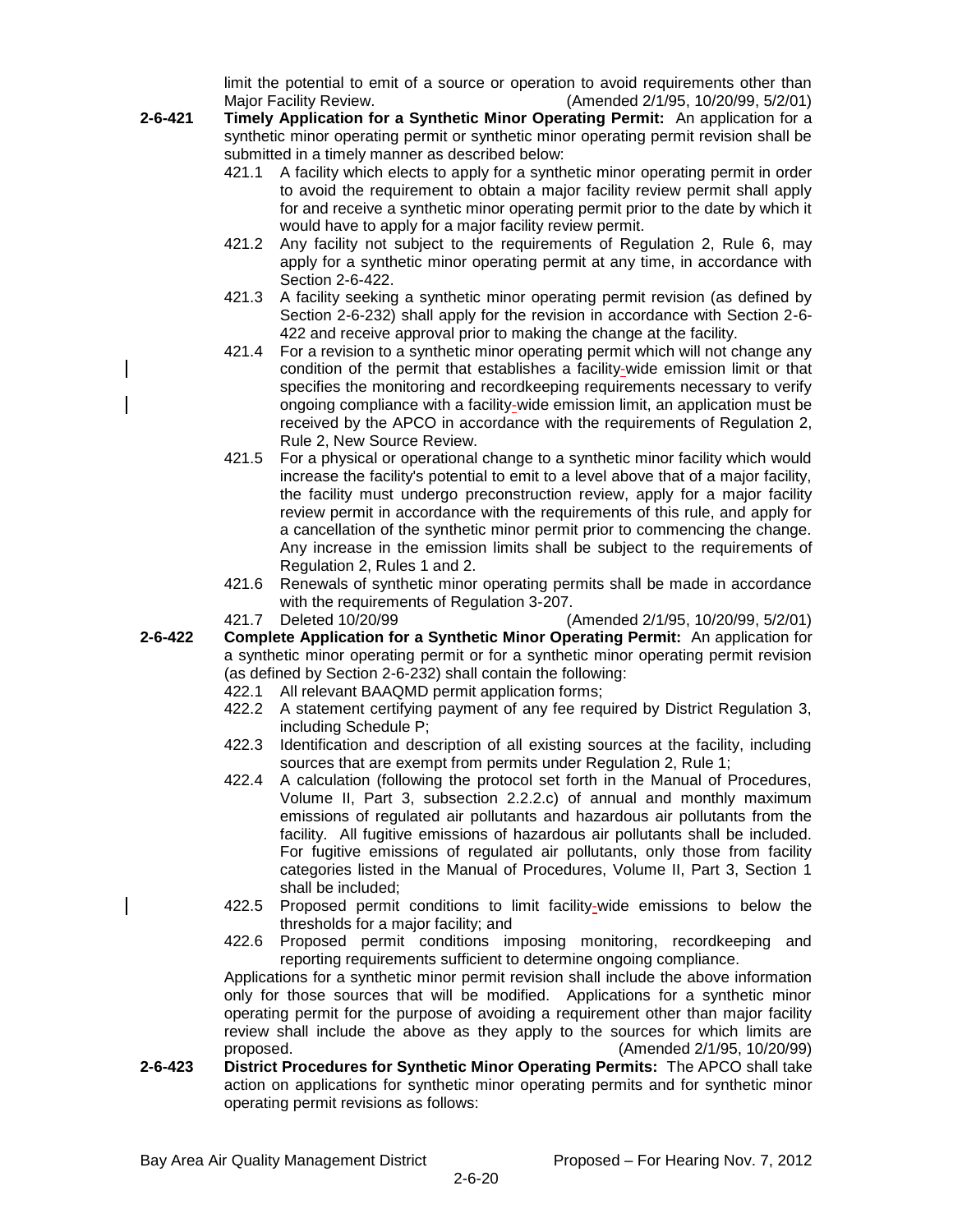limit the potential to emit of a source or operation to avoid requirements other than Major Facility Review. (Amended 2/1/95, 10/20/99, 5/2/01)

**2-6-421 Timely Application for a Synthetic Minor Operating Permit:** An application for a synthetic minor operating permit or synthetic minor operating permit revision shall be submitted in a timely manner as described below:

421.1 A facility which elects to apply for a synthetic minor operating permit in order to avoid the requirement to obtain a major facility review permit shall apply for and receive a synthetic minor operating permit prior to the date by which it would have to apply for a major facility review permit.

421.2 Any facility not subject to the requirements of Regulation 2, Rule 6, may apply for a synthetic minor operating permit at any time, in accordance with Section 2-6-422.

421.3 A facility seeking a synthetic minor operating permit revision (as defined by Section 2-6-232) shall apply for the revision in accordance with Section 2-6-422 and receive approval prior to making the change at the facility.

421.4 For a revision to a synthetic minor operating permit which will not change any condition of the permit that establishes a facility-wide emission limit or that specifies the monitoring and recordkeeping requirements necessary to verify ongoing compliance with a facility-wide emission limit, an application must be received by the APCO in accordance with the requirements of Regulation 2, Rule 2, New Source Review.

421.5 For a physical or operational change to a synthetic minor facility which would increase the facility's potential to emit to a level above that of a major facility, the facility must undergo preconstruction review, apply for a major facility review permit in accordance with the requirements of this rule, and apply for a cancellation of the synthetic minor permit prior to commencing the change. Any increase in the emission limits shall be subject to the requirements of Regulation 2, Rules 1 and 2.

421.6 Renewals of synthetic minor operating permits shall be made in accordance with the requirements of Regulation 3-207.

421.7 Deleted 10/20/99 (Amended 2/1/95, 10/20/99, 5/2/01)

**2-6-422 Complete Application for a Synthetic Minor Operating Permit:** An application for a synthetic minor operating permit or for a synthetic minor operating permit revision (as defined by Section 2-6-232) shall contain the following:

422.1 All relevant BAAQMD permit application forms;

422.2 A statement certifying payment of any fee required by District Regulation 3, including Schedule P;

422.3 Identification and description of all existing sources at the facility, including sources that are exempt from permits under Regulation 2, Rule 1;

422.4 A calculation (following the protocol set forth in the Manual of Procedures, Volume II, Part 3, subsection 2.2.2.c) of annual and monthly maximum emissions of regulated air pollutants and hazardous air pollutants from the facility. All fugitive emissions of hazardous air pollutants shall be included. For fugitive emissions of regulated air pollutants, only those from facility categories listed in the Manual of Procedures, Volume II, Part 3, Section 1 shall be included;

422.5 Proposed permit conditions to limit facility-wide emissions to below the thresholds for a major facility; and

422.6 Proposed permit conditions imposing monitoring, recordkeeping and reporting requirements sufficient to determine ongoing compliance.

Applications for a synthetic minor permit revision shall include the above information only for those sources that will be modified. Applications for a synthetic minor operating permit for the purpose of avoiding a requirement other than major facility review shall include the above as they apply to the sources for which limits are proposed. (Amended 2/1/95, 10/20/99)

**2-6-423 District Procedures for Synthetic Minor Operating Permits:** The APCO shall take action on applications for synthetic minor operating permits and for synthetic minor operating permit revisions as follows: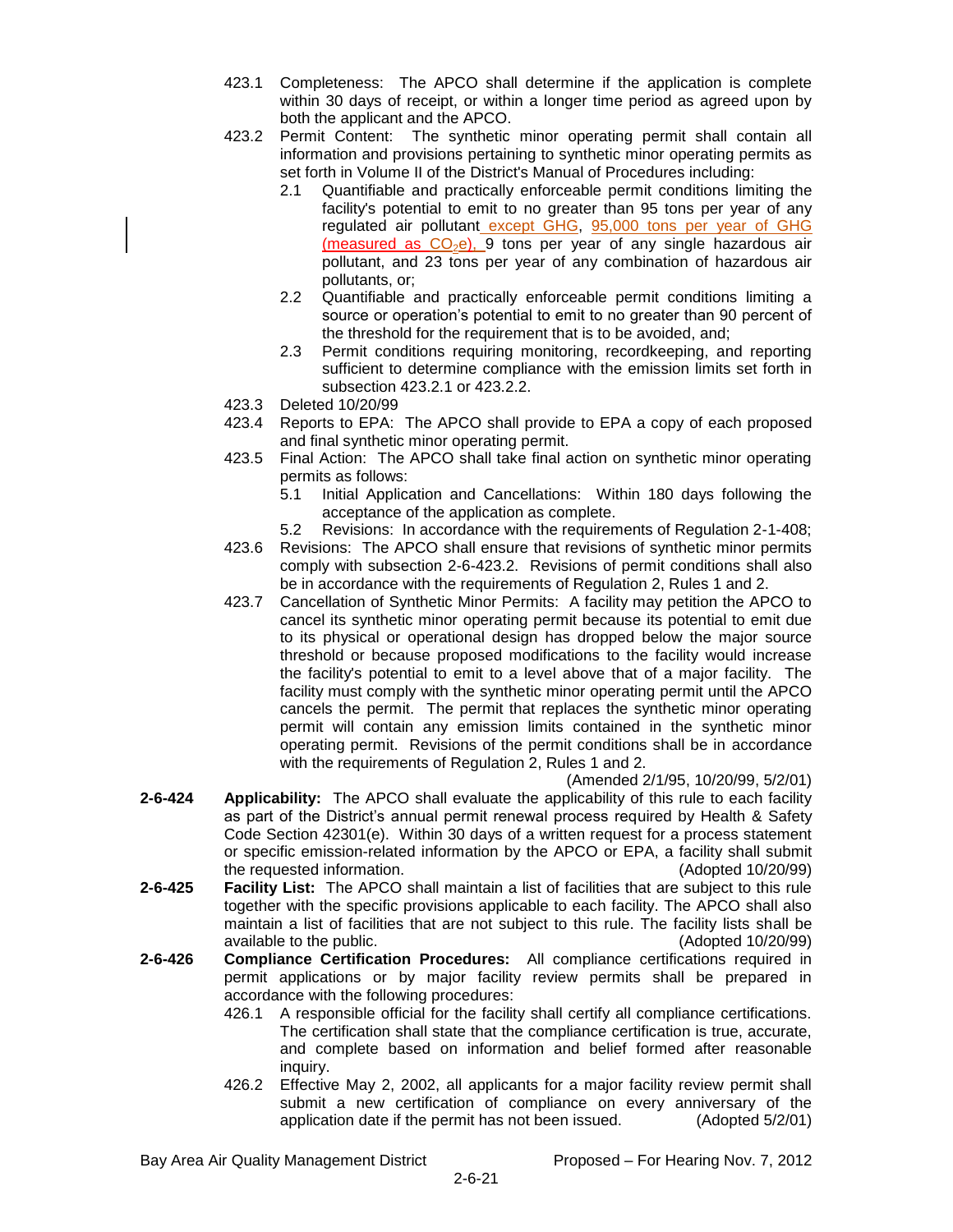423.1 Completeness: The APCO shall determine if the application is complete within 30 days of receipt, or within a longer time period as agreed upon by both the applicant and the APCO.

423.2 Permit Content: The synthetic minor operating permit shall contain all information and provisions pertaining to synthetic minor operating permits as set forth in Volume II of the District's Manual of Procedures including:

2.1 Quantifiable and practically enforceable permit conditions limiting the facility's potential to emit to no greater than 95 tons per year of any regulated air pollutant except GHG, 95,000 tons per year of GHG (measured as $CO_2e$), 9 tons per year of any single hazardous air pollutant, and 23 tons per year of any combination of hazardous air pollutants, or;

2.2 Quantifiable and practically enforceable permit conditions limiting a source or operation's potential to emit to no greater than 90 percent of the threshold for the requirement that is to be avoided, and;

2.3 Permit conditions requiring monitoring, recordkeeping, and reporting sufficient to determine compliance with the emission limits set forth in subsection 423.2.1 or 423.2.2.

423.3 Deleted 10/20/99

423.4 Reports to EPA: The APCO shall provide to EPA a copy of each proposed and final synthetic minor operating permit.

423.5 Final Action: The APCO shall take final action on synthetic minor operating permits as follows:

5.1 Initial Application and Cancellations: Within 180 days following the acceptance of the application as complete.

5.2 Revisions: In accordance with the requirements of Regulation 2-1-408;

423.6 Revisions: The APCO shall ensure that revisions of synthetic minor permits comply with subsection 2-6-423.2. Revisions of permit conditions shall also be in accordance with the requirements of Regulation 2, Rules 1 and 2.

423.7 Cancellation of Synthetic Minor Permits: A facility may petition the APCO to cancel its synthetic minor operating permit because its potential to emit due to its physical or operational design has dropped below the major source threshold or because proposed modifications to the facility would increase the facility's potential to emit to a level above that of a major facility. The facility must comply with the synthetic minor operating permit until the APCO cancels the permit. The permit that replaces the synthetic minor operating permit will contain any emission limits contained in the synthetic minor operating permit. Revisions of the permit conditions shall be in accordance with the requirements of Regulation 2, Rules 1 and 2.

(Amended 2/1/95, 10/20/99, 5/2/01)

**2-6-424 Applicability:** The APCO shall evaluate the applicability of this rule to each facility as part of the District's annual permit renewal process required by Health & Safety Code Section 42301(e). Within 30 days of a written request for a process statement or specific emission-related information by the APCO or EPA, a facility shall submit the requested information. (Adopted 10/20/99)

**2-6-425 Facility List:** The APCO shall maintain a list of facilities that are subject to this rule together with the specific provisions applicable to each facility. The APCO shall also maintain a list of facilities that are not subject to this rule. The facility lists shall be available to the public. (Adopted 10/20/99)

**2-6-426 Compliance Certification Procedures:** All compliance certifications required in permit applications or by major facility review permits shall be prepared in accordance with the following procedures:

426.1 A responsible official for the facility shall certify all compliance certifications. The certification shall state that the compliance certification is true, accurate, and complete based on information and belief formed after reasonable inquiry.

426.2 Effective May 2, 2002, all applicants for a major facility review permit shall submit a new certification of compliance on every anniversary of the application date if the permit has not been issued. (Adopted 5/2/01)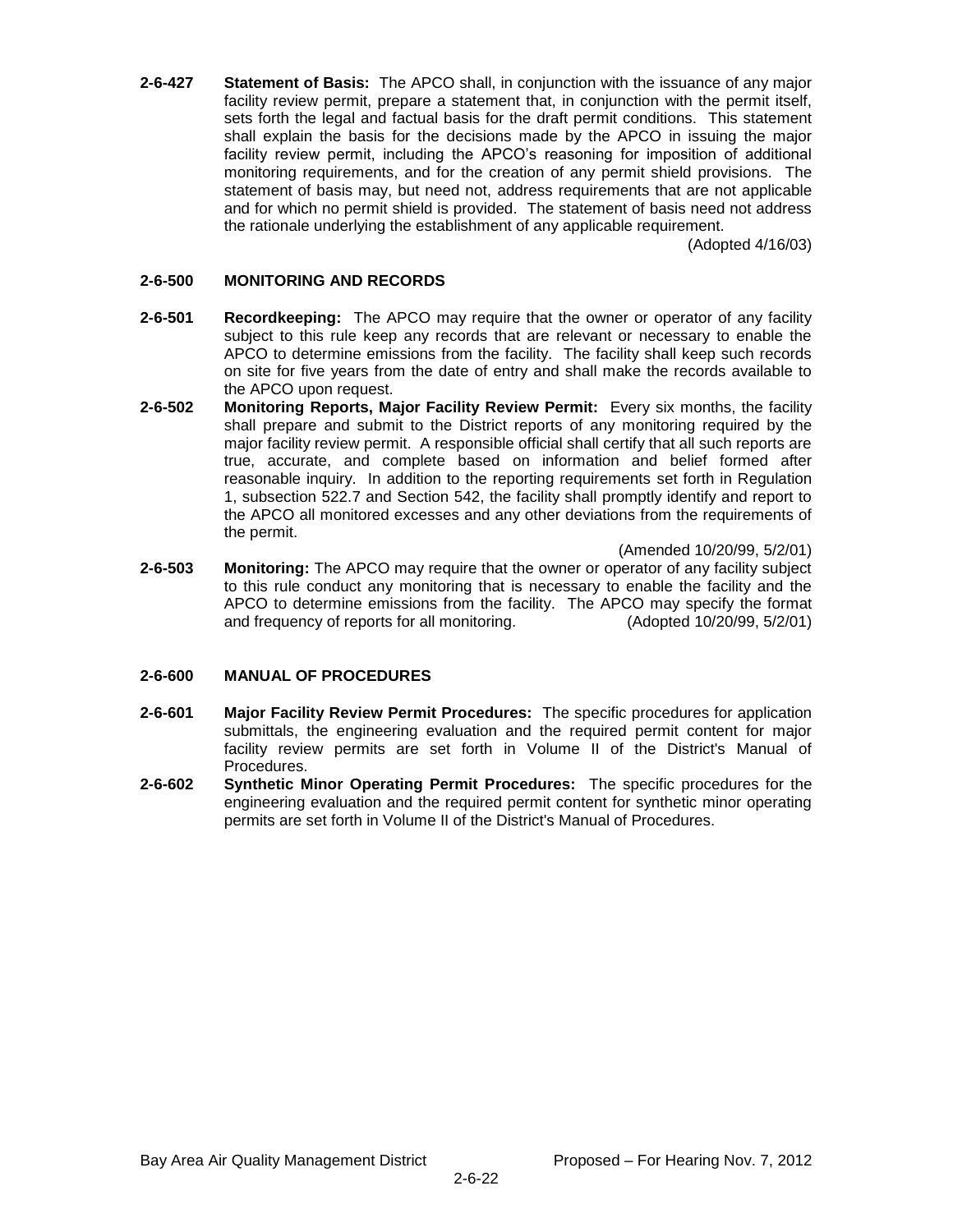**2-6-427 Statement of Basis:** The APCO shall, in conjunction with the issuance of any major facility review permit, prepare a statement that, in conjunction with the permit itself, sets forth the legal and factual basis for the draft permit conditions. This statement shall explain the basis for the decisions made by the APCO in issuing the major facility review permit, including the APCO's reasoning for imposition of additional monitoring requirements, and for the creation of any permit shield provisions. The statement of basis may, but need not, address requirements that are not applicable and for which no permit shield is provided. The statement of basis need not address the rationale underlying the establishment of any applicable requirement.

(Adopted 4/16/03)

## 2-6-500 MONITORING AND RECORDS

**2-6-501 Recordkeeping:** The APCO may require that the owner or operator of any facility subject to this rule keep any records that are relevant or necessary to enable the APCO to determine emissions from the facility. The facility shall keep such records on site for five years from the date of entry and shall make the records available to the APCO upon request.

**2-6-502 Monitoring Reports, Major Facility Review Permit:** Every six months, the facility shall prepare and submit to the District reports of any monitoring required by the major facility review permit. A responsible official shall certify that all such reports are true, accurate, and complete based on information and belief formed after reasonable inquiry. In addition to the reporting requirements set forth in Regulation 1, subsection 522.7 and Section 542, the facility shall promptly identify and report to the APCO all monitored excesses and any other deviations from the requirements of the permit.

(Amended 10/20/99, 5/2/01)

**2-6-503 Monitoring:** The APCO may require that the owner or operator of any facility subject to this rule conduct any monitoring that is necessary to enable the facility and the APCO to determine emissions from the facility. The APCO may specify the format and frequency of reports for all monitoring. (Adopted 10/20/99, 5/2/01)

## 2-6-600 MANUAL OF PROCEDURES

**2-6-601 Major Facility Review Permit Procedures:** The specific procedures for application submittals, the engineering evaluation and the required permit content for major facility review permits are set forth in Volume II of the District's Manual of Procedures.

**2-6-602 Synthetic Minor Operating Permit Procedures:** The specific procedures for the engineering evaluation and the required permit content for synthetic minor operating permits are set forth in Volume II of the District's Manual of Procedures.